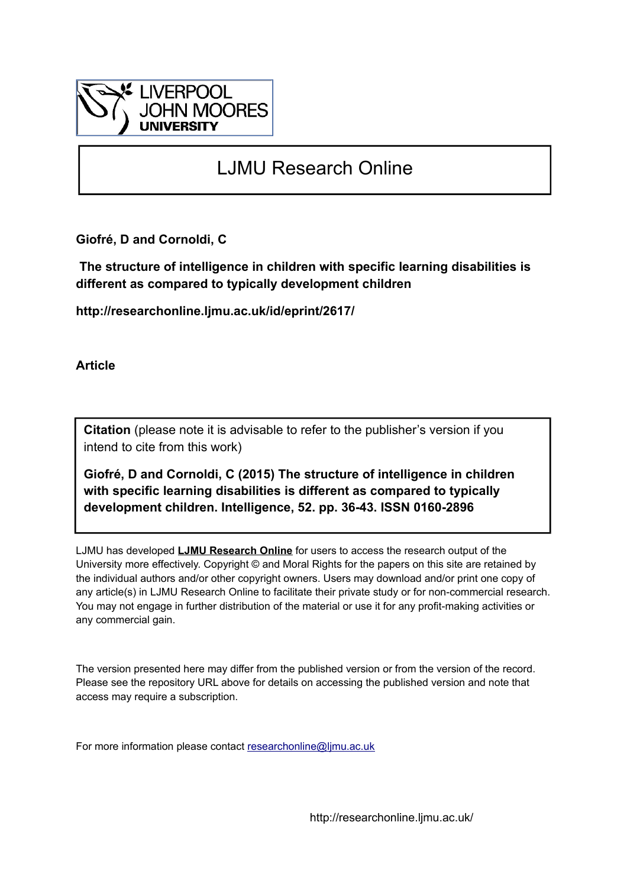# LJMU Research Online

**Giofré, D and Cornoldi, C**

**The structure of intelligence in children with specific learning disabilities is different as compared to typically development children**

**http://researchonline.ljmu.ac.uk/id/eprint/2617/**

**Article**

**Citation** (please note it is advisable to refer to the publisher's version if you intend to cite from this work)

**Giofré, D and Cornoldi, C (2015) The structure of intelligence in children with specific learning disabilities is different as compared to typically development children. Intelligence, 52. pp. 36-43. ISSN 0160-2896**

LJMU has developed **LJMU Research Online** for users to access the research output of the University more effectively. Copyright © and Moral Rights for the papers on this site are retained by the individual authors and/or other copyright owners. Users may download and/or print one copy of any article(s) in LJMU Research Online to facilitate their private study or for non-commercial research. You may not engage in further distribution of the material or use it for any profit-making activities or any commercial gain.

The version presented here may differ from the published version or from the version of the record. Please see the repository URL above for details on accessing the published version and note that access may require a subscription.

For more information please contact researchonline@ljmu.ac.uk

http://researchonline.ljmu.ac.uk/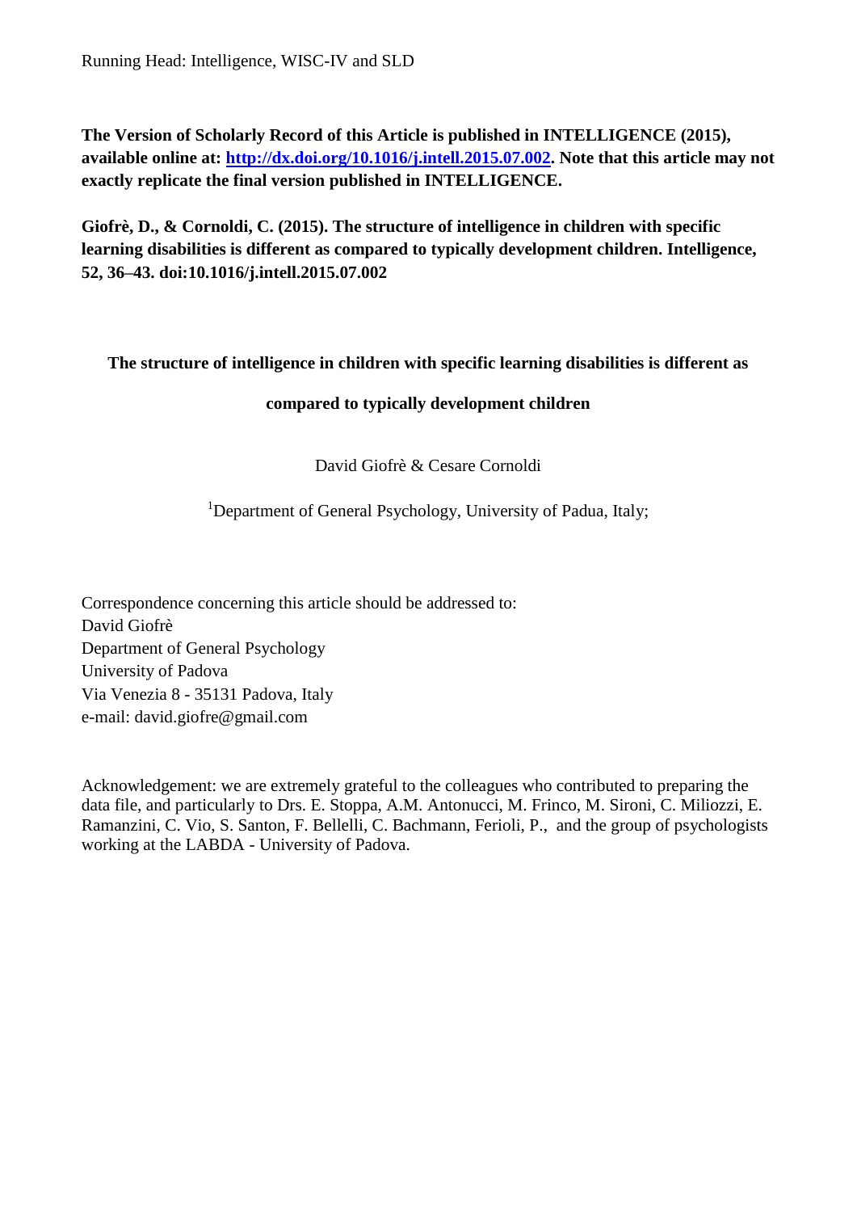**The Version of Scholarly Record of this Article is published in INTELLIGENCE (2015), available online at: http://dx.doi.org/10.1016/j.intell.2015.07.002. Note that this article may not exactly replicate the final version published in INTELLIGENCE.**

**Giofrè, D., & Cornoldi, C. (2015). The structure of intelligence in children with specific learning disabilities is different as compared to typically development children. Intelligence, 52, 36–43. doi:10.1016/j.intell.2015.07.002**

# The structure of intelligence in children with specific learning disabilities is different as compared to typically development children

David Giofrè & Cesare Cornoldi

[1]Department of General Psychology, University of Padua, Italy;

Correspondence concerning this article should be addressed to:
David Giofrè
Department of General Psychology
University of Padova
Via Venezia 8 - 35131 Padova, Italy
e-mail: david.giofre@gmail.com

Acknowledgement: we are extremely grateful to the colleagues who contributed to preparing the data file, and particularly to Drs. E. Stoppa, A.M. Antonucci, M. Frinco, M. Sironi, C. Miliozzi, E. Ramanzini, C. Vio, S. Santon, F. Bellelli, C. Bachmann, Ferioli, P., and the group of psychologists working at the LABDA - University of Padova.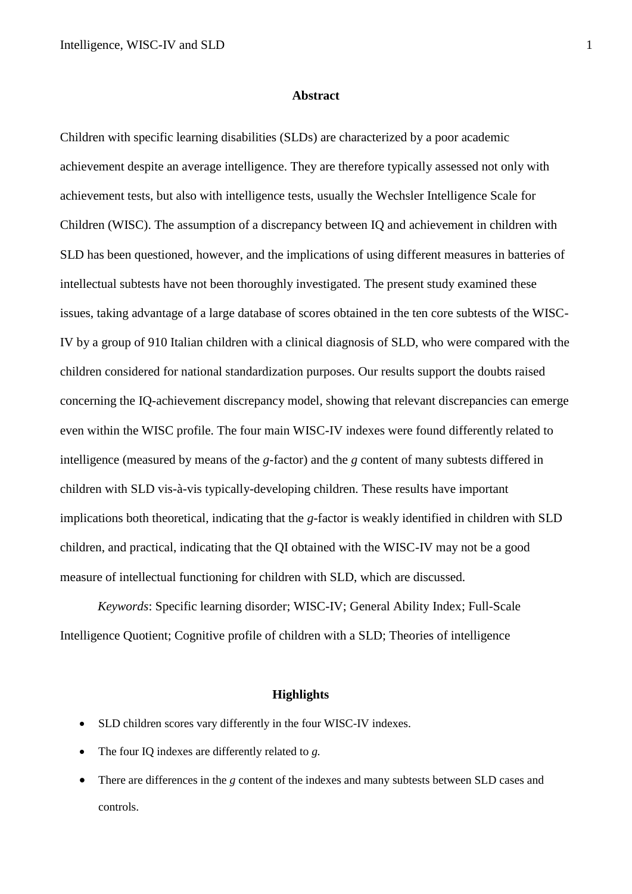## Abstract

Children with specific learning disabilities (SLDs) are characterized by a poor academic achievement despite an average intelligence. They are therefore typically assessed not only with achievement tests, but also with intelligence tests, usually the Wechsler Intelligence Scale for Children (WISC). The assumption of a discrepancy between IQ and achievement in children with SLD has been questioned, however, and the implications of using different measures in batteries of intellectual subtests have not been thoroughly investigated. The present study examined these issues, taking advantage of a large database of scores obtained in the ten core subtests of the WISC-IV by a group of 910 Italian children with a clinical diagnosis of SLD, who were compared with the children considered for national standardization purposes. Our results support the doubts raised concerning the IQ-achievement discrepancy model, showing that relevant discrepancies can emerge even within the WISC profile. The four main WISC-IV indexes were found differently related to intelligence (measured by means of the *g*-factor) and the *g* content of many subtests differed in children with SLD vis-à-vis typically-developing children. These results have important implications both theoretical, indicating that the *g*-factor is weakly identified in children with SLD children, and practical, indicating that the QI obtained with the WISC-IV may not be a good measure of intellectual functioning for children with SLD, which are discussed.

*Keywords*: Specific learning disorder; WISC-IV; General Ability Index; Full-Scale Intelligence Quotient; Cognitive profile of children with a SLD; Theories of intelligence

## Highlights

- SLD children scores vary differently in the four WISC-IV indexes.
- The four IQ indexes are differently related to *g.*
- There are differences in the *g* content of the indexes and many subtests between SLD cases and controls.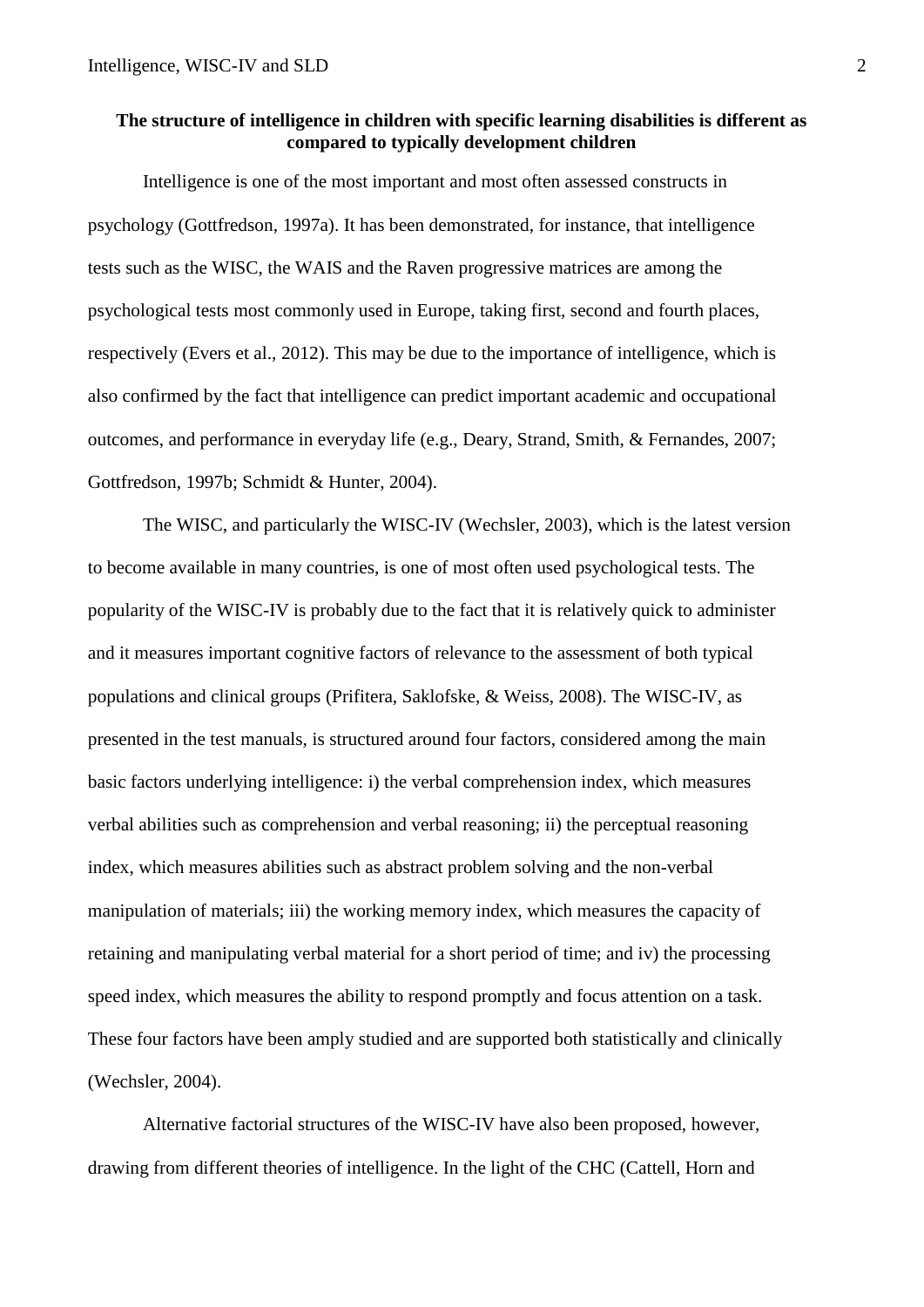**The structure of intelligence in children with specific learning disabilities is different as compared to typically development children**

Intelligence is one of the most important and most often assessed constructs in psychology (Gottfredson, 1997a). It has been demonstrated, for instance, that intelligence tests such as the WISC, the WAIS and the Raven progressive matrices are among the psychological tests most commonly used in Europe, taking first, second and fourth places, respectively (Evers et al., 2012). This may be due to the importance of intelligence, which is also confirmed by the fact that intelligence can predict important academic and occupational outcomes, and performance in everyday life (e.g., Deary, Strand, Smith, & Fernandes, 2007; Gottfredson, 1997b; Schmidt & Hunter, 2004).

The WISC, and particularly the WISC-IV (Wechsler, 2003), which is the latest version to become available in many countries, is one of most often used psychological tests. The popularity of the WISC-IV is probably due to the fact that it is relatively quick to administer and it measures important cognitive factors of relevance to the assessment of both typical populations and clinical groups (Prifitera, Saklofske, & Weiss, 2008). The WISC-IV, as presented in the test manuals, is structured around four factors, considered among the main basic factors underlying intelligence: i) the verbal comprehension index, which measures verbal abilities such as comprehension and verbal reasoning; ii) the perceptual reasoning index, which measures abilities such as abstract problem solving and the non-verbal manipulation of materials; iii) the working memory index, which measures the capacity of retaining and manipulating verbal material for a short period of time; and iv) the processing speed index, which measures the ability to respond promptly and focus attention on a task. These four factors have been amply studied and are supported both statistically and clinically (Wechsler, 2004).

Alternative factorial structures of the WISC-IV have also been proposed, however, drawing from different theories of intelligence. In the light of the CHC (Cattell, Horn and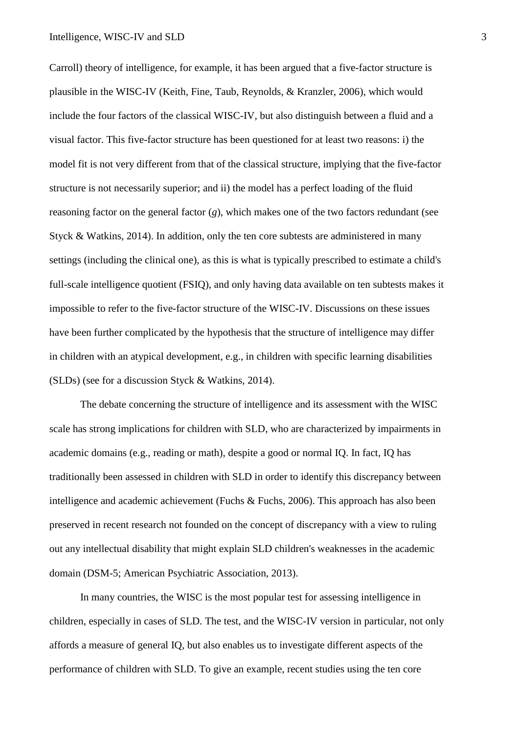Carroll) theory of intelligence, for example, it has been argued that a five-factor structure is plausible in the WISC-IV (Keith, Fine, Taub, Reynolds, & Kranzler, 2006), which would include the four factors of the classical WISC-IV, but also distinguish between a fluid and a visual factor. This five-factor structure has been questioned for at least two reasons: i) the model fit is not very different from that of the classical structure, implying that the five-factor structure is not necessarily superior; and ii) the model has a perfect loading of the fluid reasoning factor on the general factor (*g*), which makes one of the two factors redundant (see Styck & Watkins, 2014). In addition, only the ten core subtests are administered in many settings (including the clinical one), as this is what is typically prescribed to estimate a child's full-scale intelligence quotient (FSIQ), and only having data available on ten subtests makes it impossible to refer to the five-factor structure of the WISC-IV. Discussions on these issues have been further complicated by the hypothesis that the structure of intelligence may differ in children with an atypical development, e.g., in children with specific learning disabilities (SLDs) (see for a discussion Styck & Watkins, 2014).

The debate concerning the structure of intelligence and its assessment with the WISC scale has strong implications for children with SLD, who are characterized by impairments in academic domains (e.g., reading or math), despite a good or normal IQ. In fact, IQ has traditionally been assessed in children with SLD in order to identify this discrepancy between intelligence and academic achievement (Fuchs & Fuchs, 2006). This approach has also been preserved in recent research not founded on the concept of discrepancy with a view to ruling out any intellectual disability that might explain SLD children's weaknesses in the academic domain (DSM-5; American Psychiatric Association, 2013).

In many countries, the WISC is the most popular test for assessing intelligence in children, especially in cases of SLD. The test, and the WISC-IV version in particular, not only affords a measure of general IQ, but also enables us to investigate different aspects of the performance of children with SLD. To give an example, recent studies using the ten core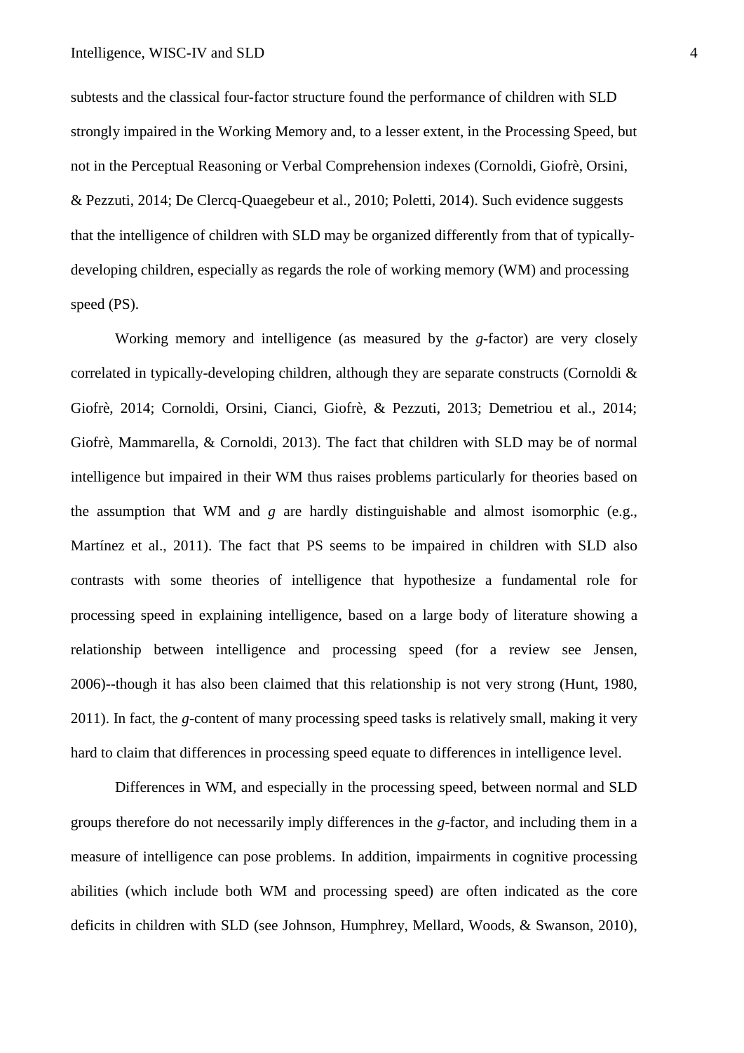subtests and the classical four-factor structure found the performance of children with SLD strongly impaired in the Working Memory and, to a lesser extent, in the Processing Speed, but not in the Perceptual Reasoning or Verbal Comprehension indexes (Cornoldi, Giofrè, Orsini, & Pezzuti, 2014; De Clercq-Quaegebeur et al., 2010; Poletti, 2014). Such evidence suggests that the intelligence of children with SLD may be organized differently from that of typically-developing children, especially as regards the role of working memory (WM) and processing speed (PS).

Working memory and intelligence (as measured by the *g*-factor) are very closely correlated in typically-developing children, although they are separate constructs (Cornoldi & Giofrè, 2014; Cornoldi, Orsini, Cianci, Giofrè, & Pezzuti, 2013; Demetriou et al., 2014; Giofrè, Mammarella, & Cornoldi, 2013). The fact that children with SLD may be of normal intelligence but impaired in their WM thus raises problems particularly for theories based on the assumption that WM and *g* are hardly distinguishable and almost isomorphic (e.g., Martínez et al., 2011). The fact that PS seems to be impaired in children with SLD also contrasts with some theories of intelligence that hypothesize a fundamental role for processing speed in explaining intelligence, based on a large body of literature showing a relationship between intelligence and processing speed (for a review see Jensen, 2006)--though it has also been claimed that this relationship is not very strong (Hunt, 1980, 2011). In fact, the *g*-content of many processing speed tasks is relatively small, making it very hard to claim that differences in processing speed equate to differences in intelligence level.

Differences in WM, and especially in the processing speed, between normal and SLD groups therefore do not necessarily imply differences in the *g*-factor, and including them in a measure of intelligence can pose problems. In addition, impairments in cognitive processing abilities (which include both WM and processing speed) are often indicated as the core deficits in children with SLD (see Johnson, Humphrey, Mellard, Woods, & Swanson, 2010),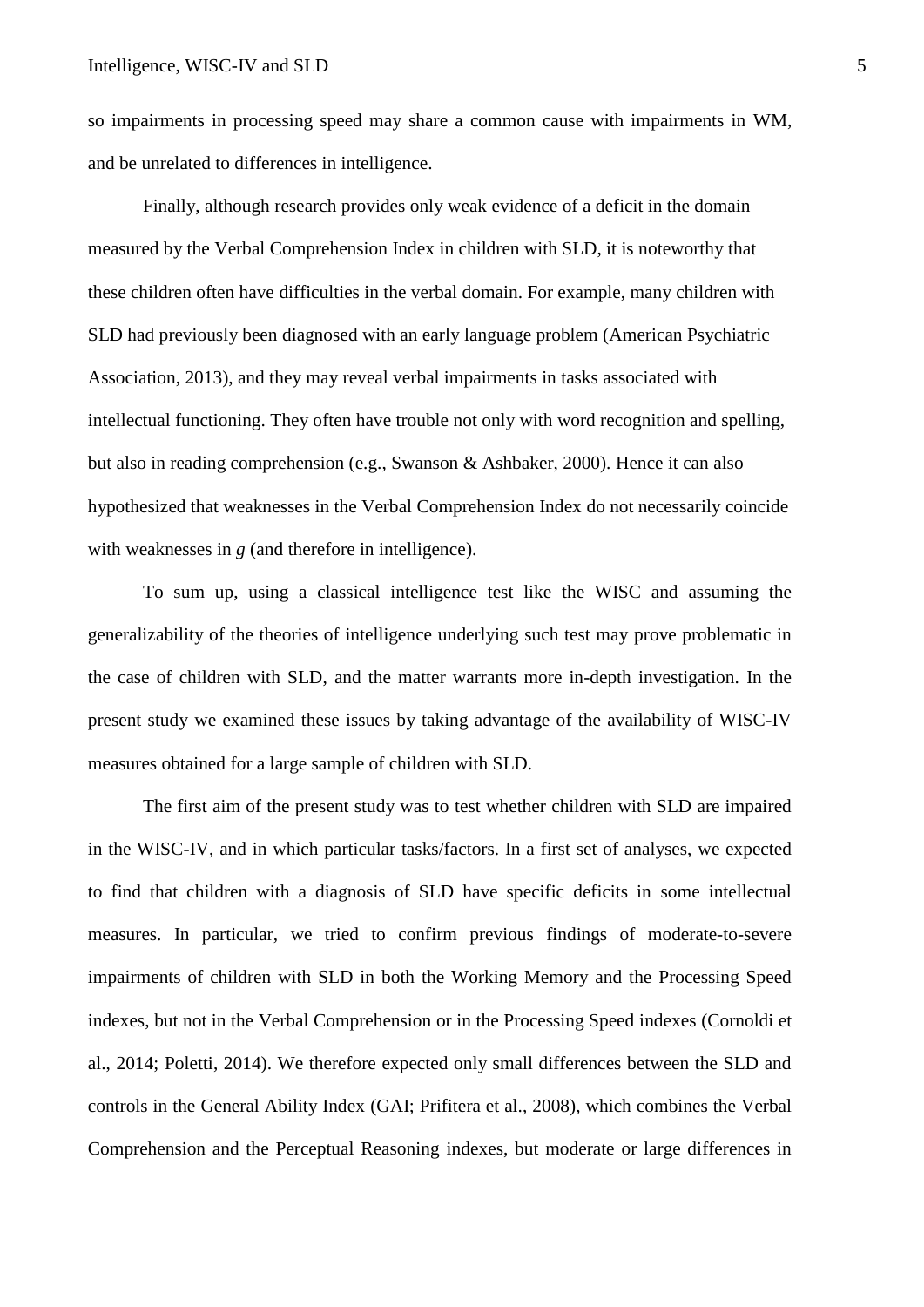so impairments in processing speed may share a common cause with impairments in WM, and be unrelated to differences in intelligence.

Finally, although research provides only weak evidence of a deficit in the domain measured by the Verbal Comprehension Index in children with SLD, it is noteworthy that these children often have difficulties in the verbal domain. For example, many children with SLD had previously been diagnosed with an early language problem (American Psychiatric Association, 2013), and they may reveal verbal impairments in tasks associated with intellectual functioning. They often have trouble not only with word recognition and spelling, but also in reading comprehension (e.g., Swanson & Ashbaker, 2000). Hence it can also hypothesized that weaknesses in the Verbal Comprehension Index do not necessarily coincide with weaknesses in *g* (and therefore in intelligence).

To sum up, using a classical intelligence test like the WISC and assuming the generalizability of the theories of intelligence underlying such test may prove problematic in the case of children with SLD, and the matter warrants more in-depth investigation. In the present study we examined these issues by taking advantage of the availability of WISC-IV measures obtained for a large sample of children with SLD.

The first aim of the present study was to test whether children with SLD are impaired in the WISC-IV, and in which particular tasks/factors. In a first set of analyses, we expected to find that children with a diagnosis of SLD have specific deficits in some intellectual measures. In particular, we tried to confirm previous findings of moderate-to-severe impairments of children with SLD in both the Working Memory and the Processing Speed indexes, but not in the Verbal Comprehension or in the Processing Speed indexes (Cornoldi et al., 2014; Poletti, 2014). We therefore expected only small differences between the SLD and controls in the General Ability Index (GAI; Prifitera et al., 2008), which combines the Verbal Comprehension and the Perceptual Reasoning indexes, but moderate or large differences in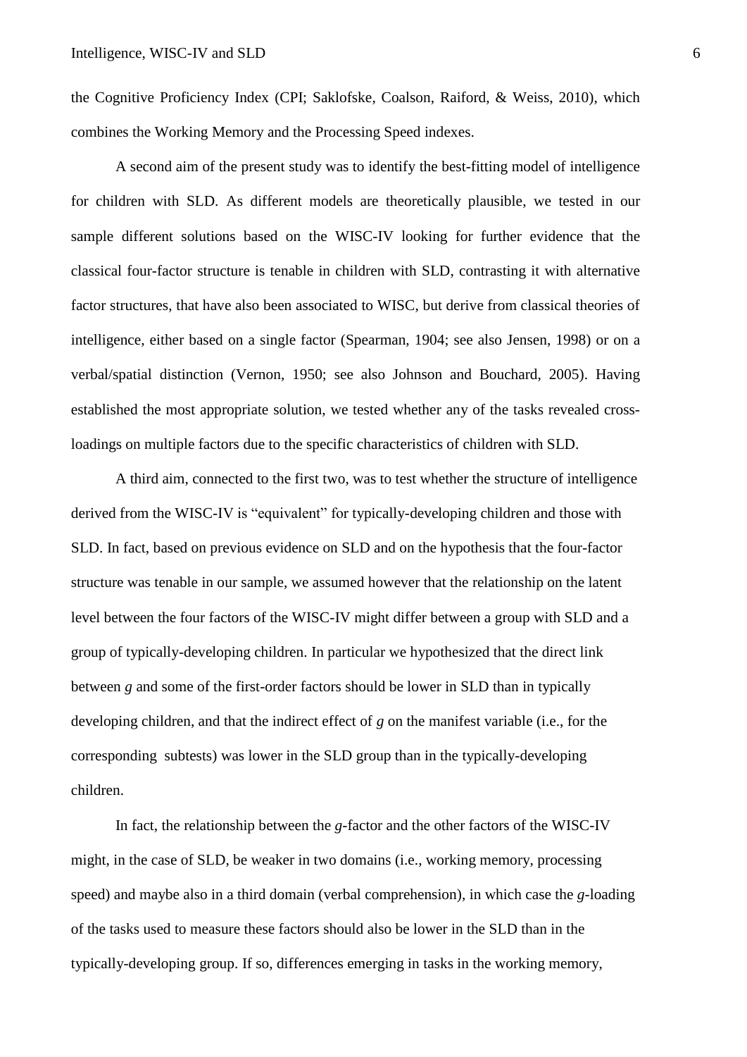the Cognitive Proficiency Index (CPI; Saklofske, Coalson, Raiford, & Weiss, 2010), which combines the Working Memory and the Processing Speed indexes.

A second aim of the present study was to identify the best-fitting model of intelligence for children with SLD. As different models are theoretically plausible, we tested in our sample different solutions based on the WISC-IV looking for further evidence that the classical four-factor structure is tenable in children with SLD, contrasting it with alternative factor structures, that have also been associated to WISC, but derive from classical theories of intelligence, either based on a single factor (Spearman, 1904; see also Jensen, 1998) or on a verbal/spatial distinction (Vernon, 1950; see also Johnson and Bouchard, 2005). Having established the most appropriate solution, we tested whether any of the tasks revealed cross-loadings on multiple factors due to the specific characteristics of children with SLD.

A third aim, connected to the first two, was to test whether the structure of intelligence derived from the WISC-IV is "equivalent" for typically-developing children and those with SLD. In fact, based on previous evidence on SLD and on the hypothesis that the four-factor structure was tenable in our sample, we assumed however that the relationship on the latent level between the four factors of the WISC-IV might differ between a group with SLD and a group of typically-developing children. In particular we hypothesized that the direct link between *g* and some of the first-order factors should be lower in SLD than in typically developing children, and that the indirect effect of *g* on the manifest variable (i.e., for the corresponding subtests) was lower in the SLD group than in the typically-developing children.

In fact, the relationship between the *g*-factor and the other factors of the WISC-IV might, in the case of SLD, be weaker in two domains (i.e., working memory, processing speed) and maybe also in a third domain (verbal comprehension), in which case the *g*-loading of the tasks used to measure these factors should also be lower in the SLD than in the typically-developing group. If so, differences emerging in tasks in the working memory,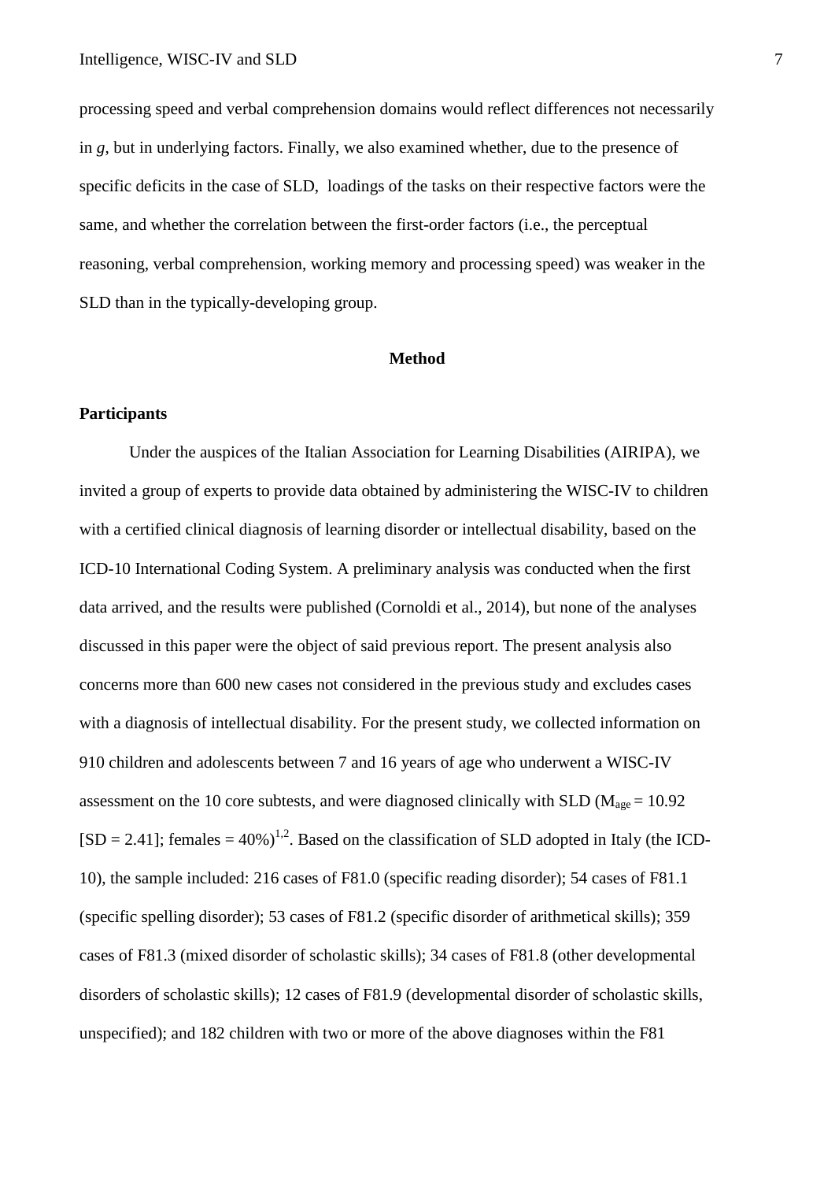processing speed and verbal comprehension domains would reflect differences not necessarily in *g*, but in underlying factors. Finally, we also examined whether, due to the presence of specific deficits in the case of SLD, loadings of the tasks on their respective factors were the same, and whether the correlation between the first-order factors (i.e., the perceptual reasoning, verbal comprehension, working memory and processing speed) was weaker in the SLD than in the typically-developing group.

## Method

### Participants

Under the auspices of the Italian Association for Learning Disabilities (AIRIPA), we invited a group of experts to provide data obtained by administering the WISC-IV to children with a certified clinical diagnosis of learning disorder or intellectual disability, based on the ICD-10 International Coding System. A preliminary analysis was conducted when the first data arrived, and the results were published (Cornoldi et al., 2014), but none of the analyses discussed in this paper were the object of said previous report. The present analysis also concerns more than 600 new cases not considered in the previous study and excludes cases with a diagnosis of intellectual disability. For the present study, we collected information on 910 children and adolescents between 7 and 16 years of age who underwent a WISC-IV assessment on the 10 core subtests, and were diagnosed clinically with SLD ($M_{age} = 10.92$ [SD = 2.41]; females = 40%)[1,2]. Based on the classification of SLD adopted in Italy (the ICD-10), the sample included: 216 cases of F81.0 (specific reading disorder); 54 cases of F81.1 (specific spelling disorder); 53 cases of F81.2 (specific disorder of arithmetical skills); 359 cases of F81.3 (mixed disorder of scholastic skills); 34 cases of F81.8 (other developmental disorders of scholastic skills); 12 cases of F81.9 (developmental disorder of scholastic skills, unspecified); and 182 children with two or more of the above diagnoses within the F81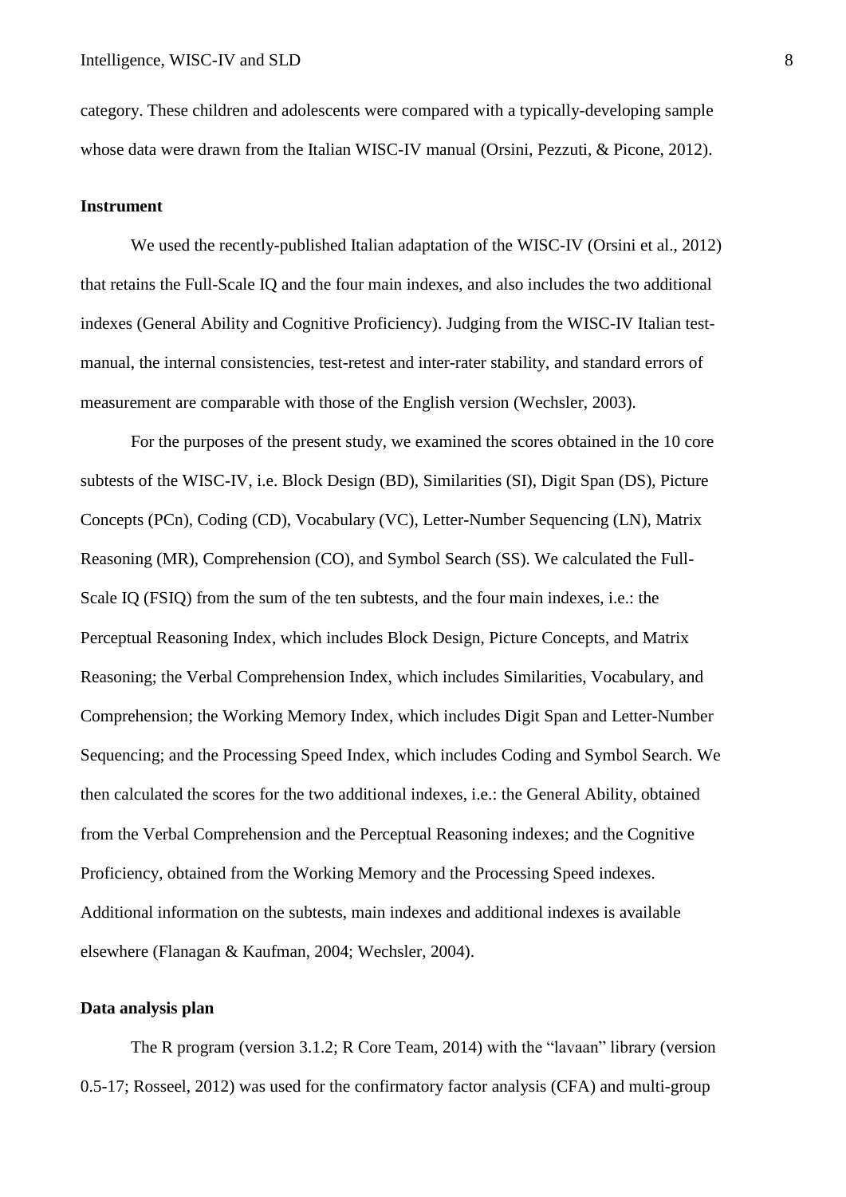category. These children and adolescents were compared with a typically-developing sample whose data were drawn from the Italian WISC-IV manual (Orsini, Pezzuti, & Picone, 2012).

**Instrument**

We used the recently-published Italian adaptation of the WISC-IV (Orsini et al., 2012) that retains the Full-Scale IQ and the four main indexes, and also includes the two additional indexes (General Ability and Cognitive Proficiency). Judging from the WISC-IV Italian test-manual, the internal consistencies, test-retest and inter-rater stability, and standard errors of measurement are comparable with those of the English version (Wechsler, 2003).

For the purposes of the present study, we examined the scores obtained in the 10 core subtests of the WISC-IV, i.e. Block Design (BD), Similarities (SI), Digit Span (DS), Picture Concepts (PCn), Coding (CD), Vocabulary (VC), Letter-Number Sequencing (LN), Matrix Reasoning (MR), Comprehension (CO), and Symbol Search (SS). We calculated the Full-Scale IQ (FSIQ) from the sum of the ten subtests, and the four main indexes, i.e.: the Perceptual Reasoning Index, which includes Block Design, Picture Concepts, and Matrix Reasoning; the Verbal Comprehension Index, which includes Similarities, Vocabulary, and Comprehension; the Working Memory Index, which includes Digit Span and Letter-Number Sequencing; and the Processing Speed Index, which includes Coding and Symbol Search. We then calculated the scores for the two additional indexes, i.e.: the General Ability, obtained from the Verbal Comprehension and the Perceptual Reasoning indexes; and the Cognitive Proficiency, obtained from the Working Memory and the Processing Speed indexes. Additional information on the subtests, main indexes and additional indexes is available elsewhere (Flanagan & Kaufman, 2004; Wechsler, 2004).

**Data analysis plan**

The R program (version 3.1.2; R Core Team, 2014) with the “lavaan” library (version 0.5-17; Rosseel, 2012) was used for the confirmatory factor analysis (CFA) and multi-group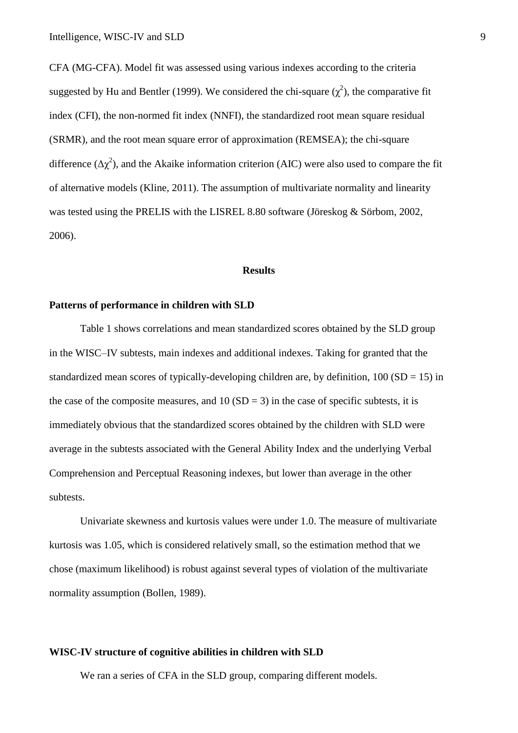CFA (MG-CFA). Model fit was assessed using various indexes according to the criteria suggested by Hu and Bentler (1999). We considered the chi-square ($\chi^2$), the comparative fit index (CFI), the non-normed fit index (NNFI), the standardized root mean square residual (SRMR), and the root mean square error of approximation (REMSEA); the chi-square difference ($\Delta\chi^2$), and the Akaike information criterion (AIC) were also used to compare the fit of alternative models (Kline, 2011). The assumption of multivariate normality and linearity was tested using the PRELIS with the LISREL 8.80 software (Jöreskog & Sörbom, 2002, 2006).

## Results

### Patterns of performance in children with SLD

Table 1 shows correlations and mean standardized scores obtained by the SLD group in the WISC–IV subtests, main indexes and additional indexes. Taking for granted that the standardized mean scores of typically-developing children are, by definition, 100 (SD = 15) in the case of the composite measures, and 10 (SD = 3) in the case of specific subtests, it is immediately obvious that the standardized scores obtained by the children with SLD were average in the subtests associated with the General Ability Index and the underlying Verbal Comprehension and Perceptual Reasoning indexes, but lower than average in the other subtests.

Univariate skewness and kurtosis values were under 1.0. The measure of multivariate kurtosis was 1.05, which is considered relatively small, so the estimation method that we chose (maximum likelihood) is robust against several types of violation of the multivariate normality assumption (Bollen, 1989).

### WISC-IV structure of cognitive abilities in children with SLD

We ran a series of CFA in the SLD group, comparing different models.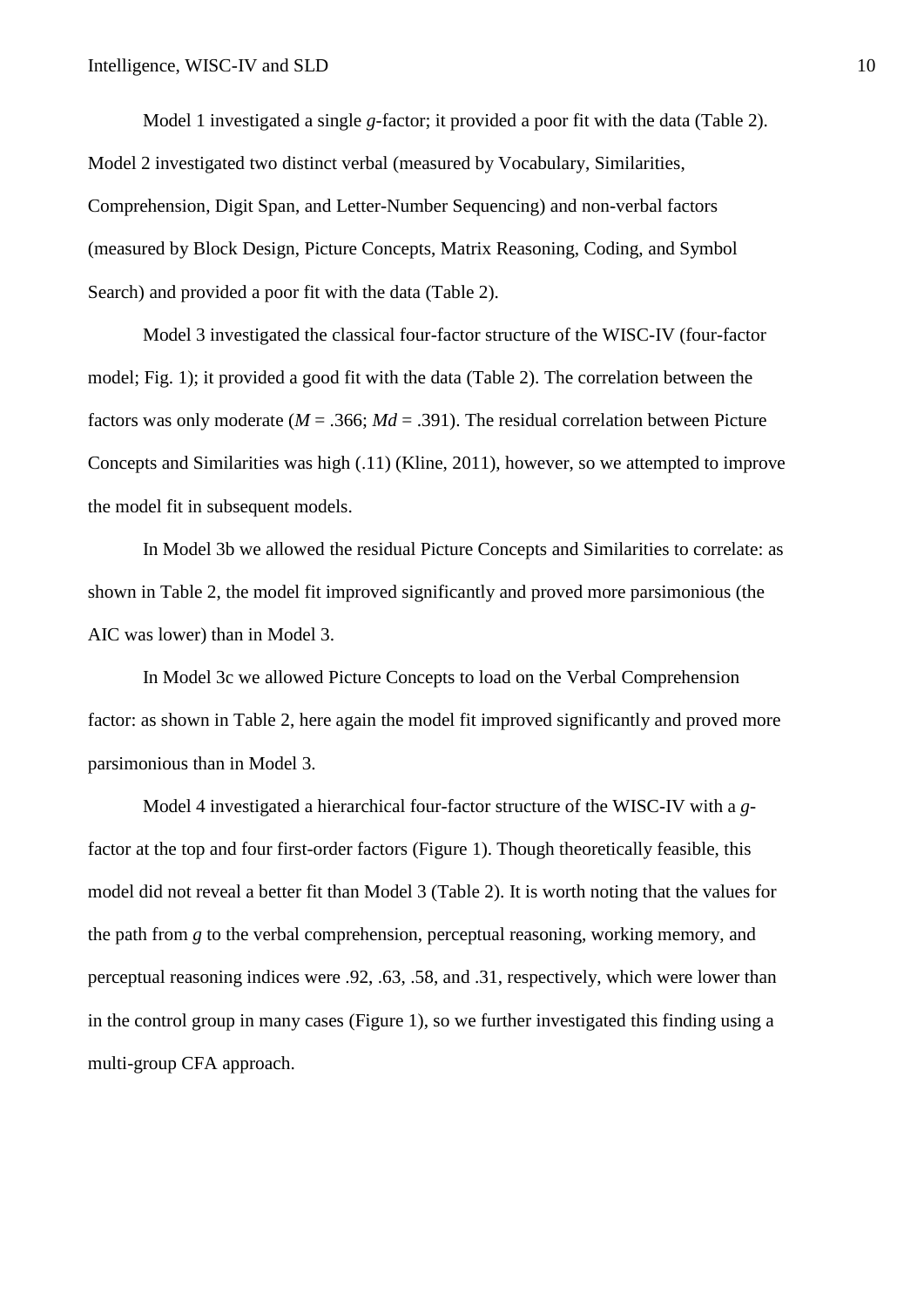Model 1 investigated a single *g*-factor; it provided a poor fit with the data (Table 2). Model 2 investigated two distinct verbal (measured by Vocabulary, Similarities, Comprehension, Digit Span, and Letter-Number Sequencing) and non-verbal factors (measured by Block Design, Picture Concepts, Matrix Reasoning, Coding, and Symbol Search) and provided a poor fit with the data (Table 2).

Model 3 investigated the classical four-factor structure of the WISC-IV (four-factor model; Fig. 1); it provided a good fit with the data (Table 2). The correlation between the factors was only moderate (*M* = .366; *Md* = .391). The residual correlation between Picture Concepts and Similarities was high (.11) (Kline, 2011), however, so we attempted to improve the model fit in subsequent models.

In Model 3b we allowed the residual Picture Concepts and Similarities to correlate: as shown in Table 2, the model fit improved significantly and proved more parsimonious (the AIC was lower) than in Model 3.

In Model 3c we allowed Picture Concepts to load on the Verbal Comprehension factor: as shown in Table 2, here again the model fit improved significantly and proved more parsimonious than in Model 3.

Model 4 investigated a hierarchical four-factor structure of the WISC-IV with a *g*-factor at the top and four first-order factors (Figure 1). Though theoretically feasible, this model did not reveal a better fit than Model 3 (Table 2). It is worth noting that the values for the path from *g* to the verbal comprehension, perceptual reasoning, working memory, and perceptual reasoning indices were .92, .63, .58, and .31, respectively, which were lower than in the control group in many cases (Figure 1), so we further investigated this finding using a multi-group CFA approach.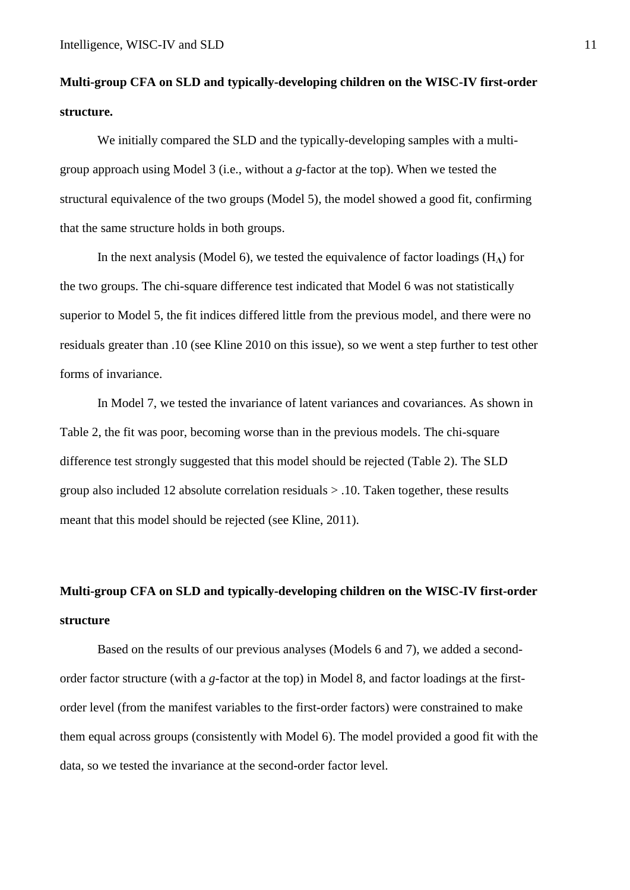**Multi-group CFA on SLD and typically-developing children on the WISC-IV first-order structure.**

We initially compared the SLD and the typically-developing samples with a multi-group approach using Model 3 (i.e., without a *g*-factor at the top). When we tested the structural equivalence of the two groups (Model 5), the model showed a good fit, confirming that the same structure holds in both groups.

In the next analysis (Model 6), we tested the equivalence of factor loadings ($H_{\Lambda}$) for the two groups. The chi-square difference test indicated that Model 6 was not statistically superior to Model 5, the fit indices differed little from the previous model, and there were no residuals greater than .10 (see Kline 2010 on this issue), so we went a step further to test other forms of invariance.

In Model 7, we tested the invariance of latent variances and covariances. As shown in Table 2, the fit was poor, becoming worse than in the previous models. The chi-square difference test strongly suggested that this model should be rejected (Table 2). The SLD group also included 12 absolute correlation residuals > .10. Taken together, these results meant that this model should be rejected (see Kline, 2011).

**Multi-group CFA on SLD and typically-developing children on the WISC-IV first-order structure**

Based on the results of our previous analyses (Models 6 and 7), we added a second-order factor structure (with a *g*-factor at the top) in Model 8, and factor loadings at the first-order level (from the manifest variables to the first-order factors) were constrained to make them equal across groups (consistently with Model 6). The model provided a good fit with the data, so we tested the invariance at the second-order factor level.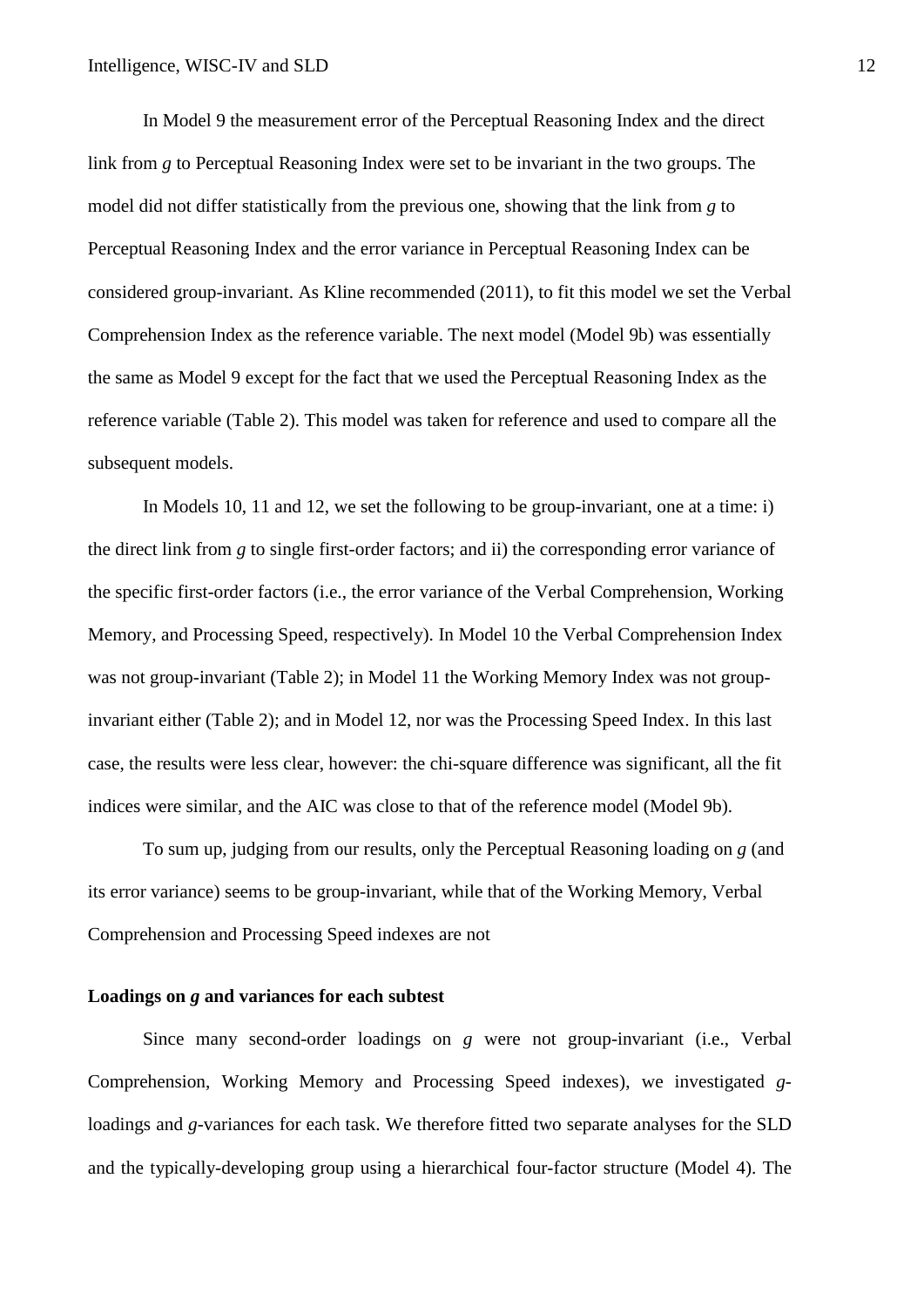In Model 9 the measurement error of the Perceptual Reasoning Index and the direct link from *g* to Perceptual Reasoning Index were set to be invariant in the two groups. The model did not differ statistically from the previous one, showing that the link from *g* to Perceptual Reasoning Index and the error variance in Perceptual Reasoning Index can be considered group-invariant. As Kline recommended (2011), to fit this model we set the Verbal Comprehension Index as the reference variable. The next model (Model 9b) was essentially the same as Model 9 except for the fact that we used the Perceptual Reasoning Index as the reference variable (Table 2). This model was taken for reference and used to compare all the subsequent models.

In Models 10, 11 and 12, we set the following to be group-invariant, one at a time: i) the direct link from *g* to single first-order factors; and ii) the corresponding error variance of the specific first-order factors (i.e., the error variance of the Verbal Comprehension, Working Memory, and Processing Speed, respectively). In Model 10 the Verbal Comprehension Index was not group-invariant (Table 2); in Model 11 the Working Memory Index was not group-invariant either (Table 2); and in Model 12, nor was the Processing Speed Index. In this last case, the results were less clear, however: the chi-square difference was significant, all the fit indices were similar, and the AIC was close to that of the reference model (Model 9b).

To sum up, judging from our results, only the Perceptual Reasoning loading on *g* (and its error variance) seems to be group-invariant, while that of the Working Memory, Verbal Comprehension and Processing Speed indexes are not

### Loadings on *g* and variances for each subtest

Since many second-order loadings on *g* were not group-invariant (i.e., Verbal Comprehension, Working Memory and Processing Speed indexes), we investigated *g*-loadings and *g*-variances for each task. We therefore fitted two separate analyses for the SLD and the typically-developing group using a hierarchical four-factor structure (Model 4). The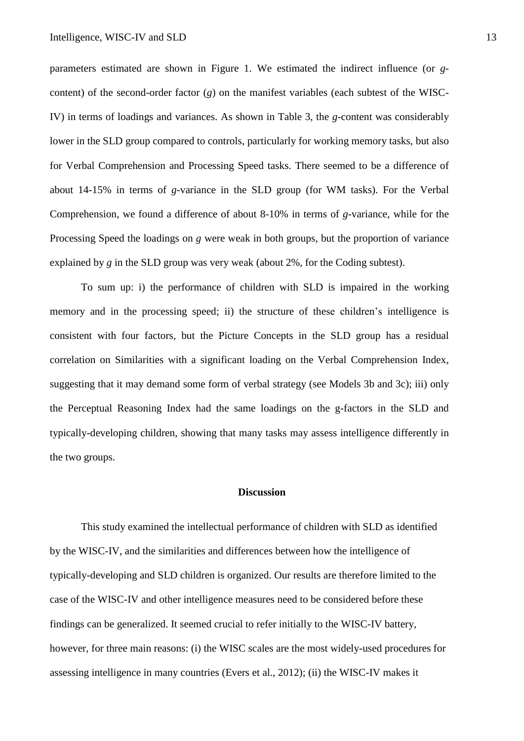parameters estimated are shown in Figure 1. We estimated the indirect influence (or *g*-content) of the second-order factor (*g*) on the manifest variables (each subtest of the WISC-IV) in terms of loadings and variances. As shown in Table 3, the *g*-content was considerably lower in the SLD group compared to controls, particularly for working memory tasks, but also for Verbal Comprehension and Processing Speed tasks. There seemed to be a difference of about 14-15% in terms of *g*-variance in the SLD group (for WM tasks). For the Verbal Comprehension, we found a difference of about 8-10% in terms of *g*-variance, while for the Processing Speed the loadings on *g* were weak in both groups, but the proportion of variance explained by *g* in the SLD group was very weak (about 2%, for the Coding subtest).

To sum up: i) the performance of children with SLD is impaired in the working memory and in the processing speed; ii) the structure of these children's intelligence is consistent with four factors, but the Picture Concepts in the SLD group has a residual correlation on Similarities with a significant loading on the Verbal Comprehension Index, suggesting that it may demand some form of verbal strategy (see Models 3b and 3c); iii) only the Perceptual Reasoning Index had the same loadings on the g-factors in the SLD and typically-developing children, showing that many tasks may assess intelligence differently in the two groups.

## Discussion

This study examined the intellectual performance of children with SLD as identified by the WISC-IV, and the similarities and differences between how the intelligence of typically-developing and SLD children is organized. Our results are therefore limited to the case of the WISC-IV and other intelligence measures need to be considered before these findings can be generalized. It seemed crucial to refer initially to the WISC-IV battery, however, for three main reasons: (i) the WISC scales are the most widely-used procedures for assessing intelligence in many countries (Evers et al., 2012); (ii) the WISC-IV makes it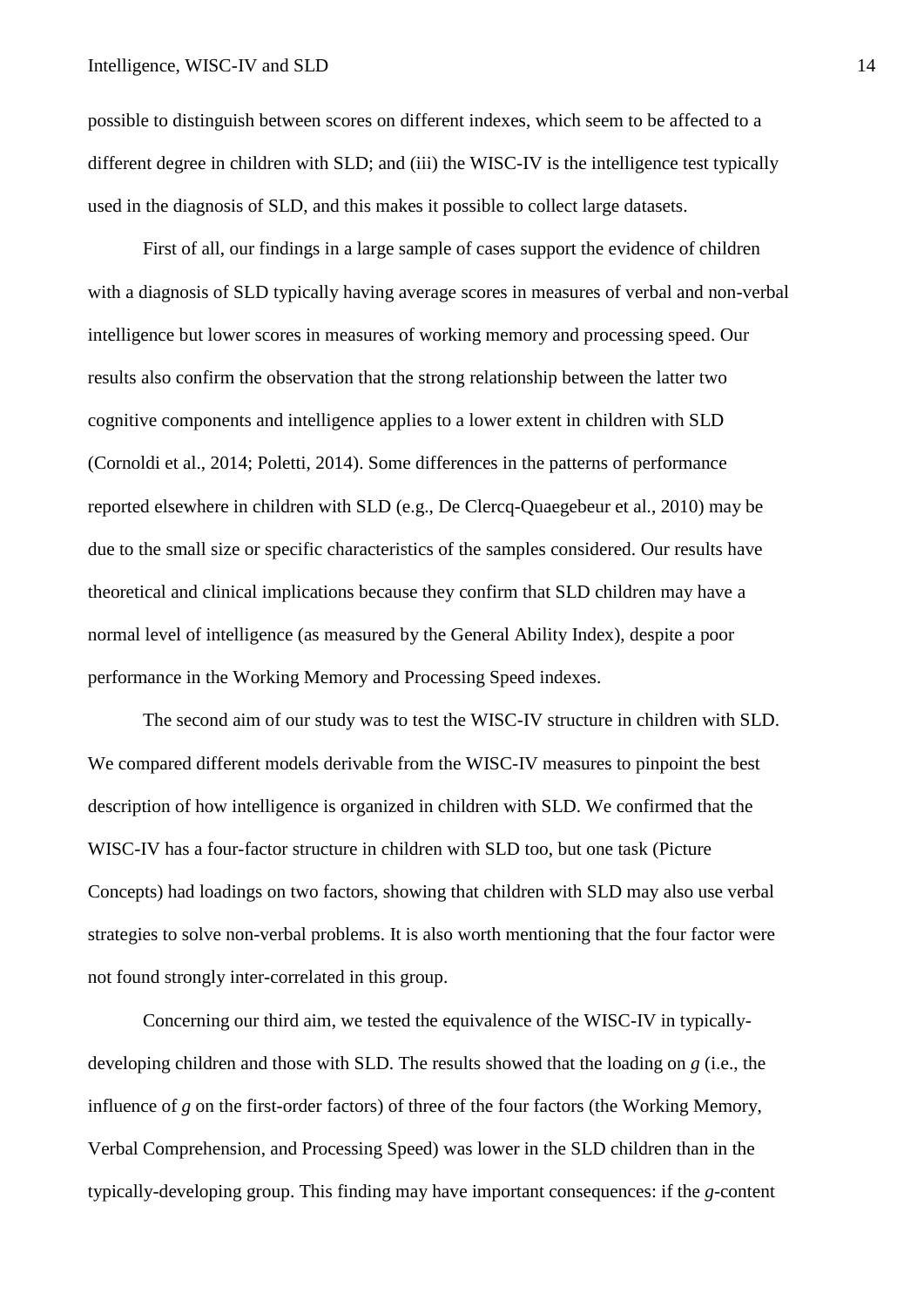possible to distinguish between scores on different indexes, which seem to be affected to a different degree in children with SLD; and (iii) the WISC-IV is the intelligence test typically used in the diagnosis of SLD, and this makes it possible to collect large datasets.

First of all, our findings in a large sample of cases support the evidence of children with a diagnosis of SLD typically having average scores in measures of verbal and non-verbal intelligence but lower scores in measures of working memory and processing speed. Our results also confirm the observation that the strong relationship between the latter two cognitive components and intelligence applies to a lower extent in children with SLD (Cornoldi et al., 2014; Poletti, 2014). Some differences in the patterns of performance reported elsewhere in children with SLD (e.g., De Clercq-Quaegebeur et al., 2010) may be due to the small size or specific characteristics of the samples considered. Our results have theoretical and clinical implications because they confirm that SLD children may have a normal level of intelligence (as measured by the General Ability Index), despite a poor performance in the Working Memory and Processing Speed indexes.

The second aim of our study was to test the WISC-IV structure in children with SLD. We compared different models derivable from the WISC-IV measures to pinpoint the best description of how intelligence is organized in children with SLD. We confirmed that the WISC-IV has a four-factor structure in children with SLD too, but one task (Picture Concepts) had loadings on two factors, showing that children with SLD may also use verbal strategies to solve non-verbal problems. It is also worth mentioning that the four factor were not found strongly inter-correlated in this group.

Concerning our third aim, we tested the equivalence of the WISC-IV in typically-developing children and those with SLD. The results showed that the loading on *g* (i.e., the influence of *g* on the first-order factors) of three of the four factors (the Working Memory, Verbal Comprehension, and Processing Speed) was lower in the SLD children than in the typically-developing group. This finding may have important consequences: if the *g*-content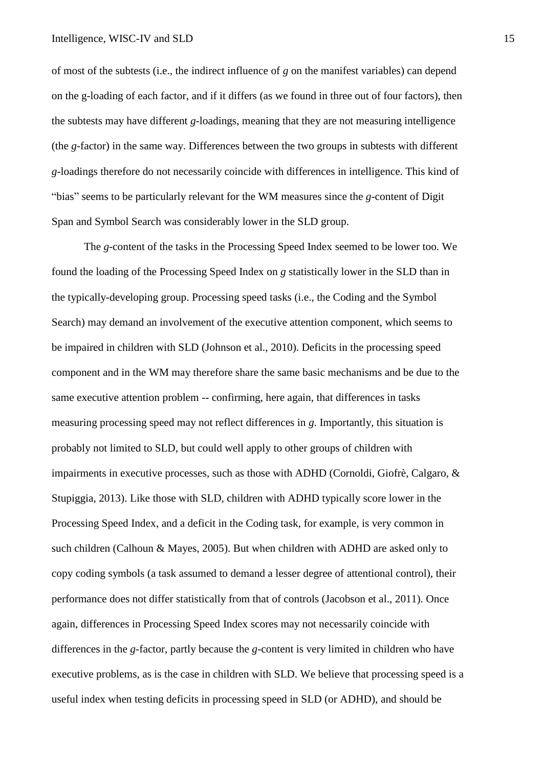of most of the subtests (i.e., the indirect influence of *g* on the manifest variables) can depend on the g-loading of each factor, and if it differs (as we found in three out of four factors), then the subtests may have different *g*-loadings, meaning that they are not measuring intelligence (the *g*-factor) in the same way. Differences between the two groups in subtests with different *g*-loadings therefore do not necessarily coincide with differences in intelligence. This kind of "bias" seems to be particularly relevant for the WM measures since the *g*-content of Digit Span and Symbol Search was considerably lower in the SLD group.

The *g*-content of the tasks in the Processing Speed Index seemed to be lower too. We found the loading of the Processing Speed Index on *g* statistically lower in the SLD than in the typically-developing group. Processing speed tasks (i.e., the Coding and the Symbol Search) may demand an involvement of the executive attention component, which seems to be impaired in children with SLD (Johnson et al., 2010). Deficits in the processing speed component and in the WM may therefore share the same basic mechanisms and be due to the same executive attention problem -- confirming, here again, that differences in tasks measuring processing speed may not reflect differences in *g*. Importantly, this situation is probably not limited to SLD, but could well apply to other groups of children with impairments in executive processes, such as those with ADHD (Cornoldi, Giofrè, Calgaro, & Stupiggia, 2013). Like those with SLD, children with ADHD typically score lower in the Processing Speed Index, and a deficit in the Coding task, for example, is very common in such children (Calhoun & Mayes, 2005). But when children with ADHD are asked only to copy coding symbols (a task assumed to demand a lesser degree of attentional control), their performance does not differ statistically from that of controls (Jacobson et al., 2011). Once again, differences in Processing Speed Index scores may not necessarily coincide with differences in the *g*-factor, partly because the *g*-content is very limited in children who have executive problems, as is the case in children with SLD. We believe that processing speed is a useful index when testing deficits in processing speed in SLD (or ADHD), and should be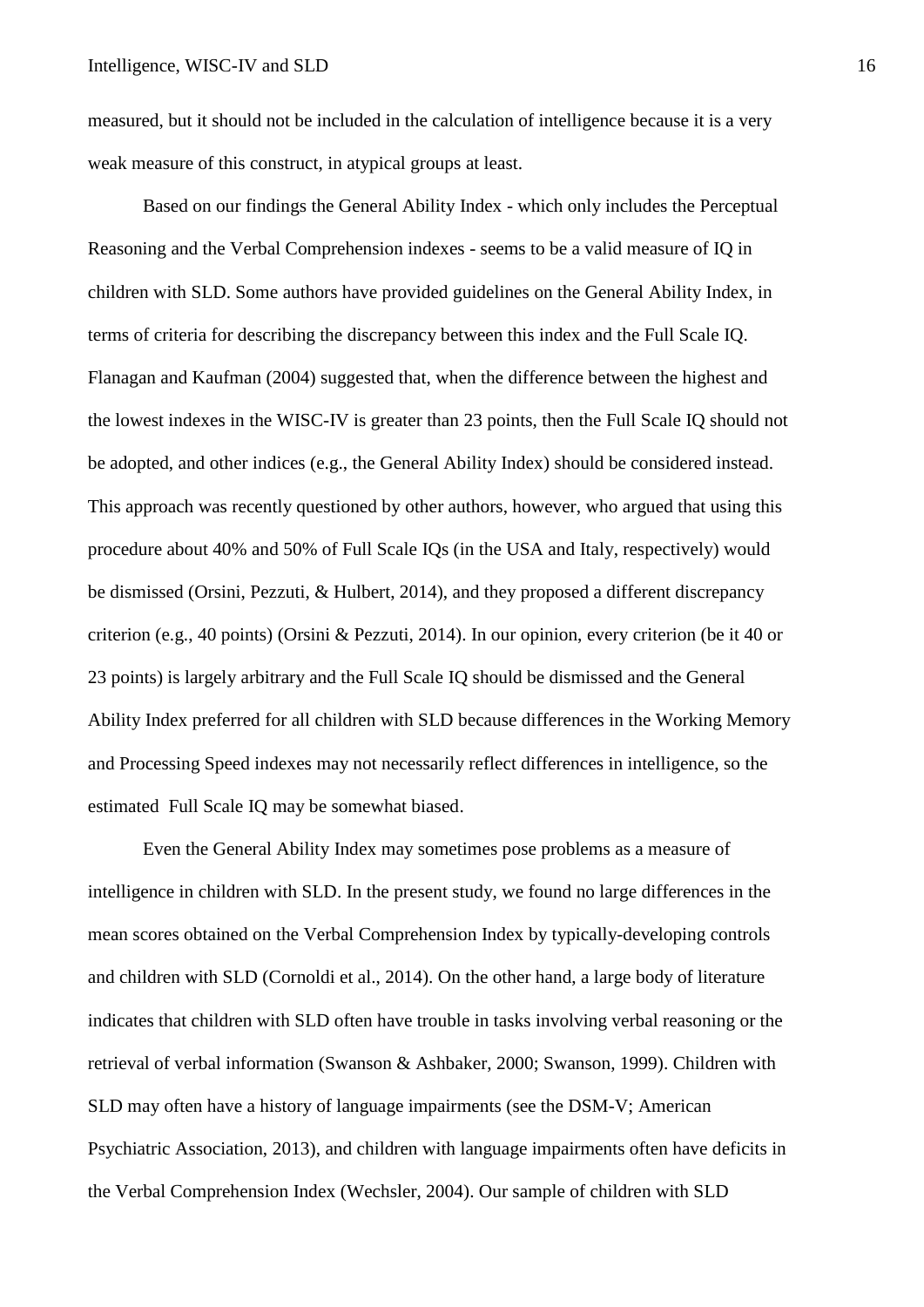measured, but it should not be included in the calculation of intelligence because it is a very weak measure of this construct, in atypical groups at least.

Based on our findings the General Ability Index - which only includes the Perceptual Reasoning and the Verbal Comprehension indexes - seems to be a valid measure of IQ in children with SLD. Some authors have provided guidelines on the General Ability Index, in terms of criteria for describing the discrepancy between this index and the Full Scale IQ. Flanagan and Kaufman (2004) suggested that, when the difference between the highest and the lowest indexes in the WISC-IV is greater than 23 points, then the Full Scale IQ should not be adopted, and other indices (e.g., the General Ability Index) should be considered instead. This approach was recently questioned by other authors, however, who argued that using this procedure about 40% and 50% of Full Scale IQs (in the USA and Italy, respectively) would be dismissed (Orsini, Pezzuti, & Hulbert, 2014), and they proposed a different discrepancy criterion (e.g., 40 points) (Orsini & Pezzuti, 2014). In our opinion, every criterion (be it 40 or 23 points) is largely arbitrary and the Full Scale IQ should be dismissed and the General Ability Index preferred for all children with SLD because differences in the Working Memory and Processing Speed indexes may not necessarily reflect differences in intelligence, so the estimated Full Scale IQ may be somewhat biased.

Even the General Ability Index may sometimes pose problems as a measure of intelligence in children with SLD. In the present study, we found no large differences in the mean scores obtained on the Verbal Comprehension Index by typically-developing controls and children with SLD (Cornoldi et al., 2014). On the other hand, a large body of literature indicates that children with SLD often have trouble in tasks involving verbal reasoning or the retrieval of verbal information (Swanson & Ashbaker, 2000; Swanson, 1999). Children with SLD may often have a history of language impairments (see the DSM-V; American Psychiatric Association, 2013), and children with language impairments often have deficits in the Verbal Comprehension Index (Wechsler, 2004). Our sample of children with SLD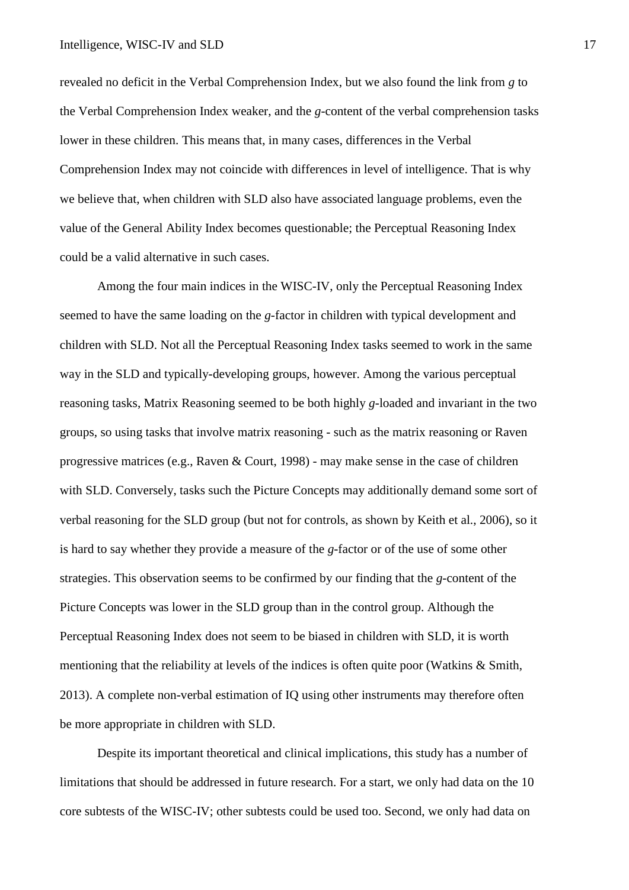revealed no deficit in the Verbal Comprehension Index, but we also found the link from *g* to the Verbal Comprehension Index weaker, and the *g*-content of the verbal comprehension tasks lower in these children. This means that, in many cases, differences in the Verbal Comprehension Index may not coincide with differences in level of intelligence. That is why we believe that, when children with SLD also have associated language problems, even the value of the General Ability Index becomes questionable; the Perceptual Reasoning Index could be a valid alternative in such cases.

Among the four main indices in the WISC-IV, only the Perceptual Reasoning Index seemed to have the same loading on the *g*-factor in children with typical development and children with SLD. Not all the Perceptual Reasoning Index tasks seemed to work in the same way in the SLD and typically-developing groups, however. Among the various perceptual reasoning tasks, Matrix Reasoning seemed to be both highly *g*-loaded and invariant in the two groups, so using tasks that involve matrix reasoning - such as the matrix reasoning or Raven progressive matrices (e.g., Raven & Court, 1998) - may make sense in the case of children with SLD. Conversely, tasks such the Picture Concepts may additionally demand some sort of verbal reasoning for the SLD group (but not for controls, as shown by Keith et al., 2006), so it is hard to say whether they provide a measure of the *g*-factor or of the use of some other strategies. This observation seems to be confirmed by our finding that the *g*-content of the Picture Concepts was lower in the SLD group than in the control group. Although the Perceptual Reasoning Index does not seem to be biased in children with SLD, it is worth mentioning that the reliability at levels of the indices is often quite poor (Watkins & Smith, 2013). A complete non-verbal estimation of IQ using other instruments may therefore often be more appropriate in children with SLD.

Despite its important theoretical and clinical implications, this study has a number of limitations that should be addressed in future research. For a start, we only had data on the 10 core subtests of the WISC-IV; other subtests could be used too. Second, we only had data on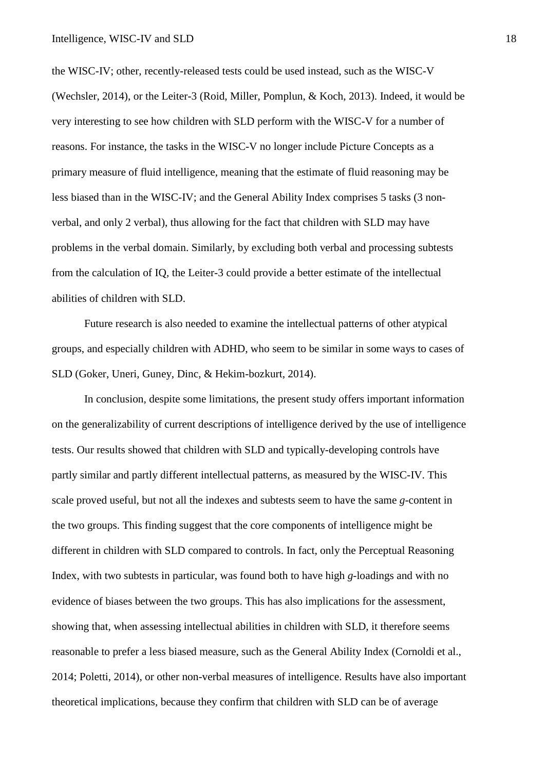the WISC-IV; other, recently-released tests could be used instead, such as the WISC-V (Wechsler, 2014), or the Leiter-3 (Roid, Miller, Pomplun, & Koch, 2013). Indeed, it would be very interesting to see how children with SLD perform with the WISC-V for a number of reasons. For instance, the tasks in the WISC-V no longer include Picture Concepts as a primary measure of fluid intelligence, meaning that the estimate of fluid reasoning may be less biased than in the WISC-IV; and the General Ability Index comprises 5 tasks (3 non-verbal, and only 2 verbal), thus allowing for the fact that children with SLD may have problems in the verbal domain. Similarly, by excluding both verbal and processing subtests from the calculation of IQ, the Leiter-3 could provide a better estimate of the intellectual abilities of children with SLD.

Future research is also needed to examine the intellectual patterns of other atypical groups, and especially children with ADHD, who seem to be similar in some ways to cases of SLD (Goker, Uneri, Guney, Dinc, & Hekim-bozkurt, 2014).

In conclusion, despite some limitations, the present study offers important information on the generalizability of current descriptions of intelligence derived by the use of intelligence tests. Our results showed that children with SLD and typically-developing controls have partly similar and partly different intellectual patterns, as measured by the WISC-IV. This scale proved useful, but not all the indexes and subtests seem to have the same *g*-content in the two groups. This finding suggest that the core components of intelligence might be different in children with SLD compared to controls. In fact, only the Perceptual Reasoning Index, with two subtests in particular, was found both to have high *g*-loadings and with no evidence of biases between the two groups. This has also implications for the assessment, showing that, when assessing intellectual abilities in children with SLD, it therefore seems reasonable to prefer a less biased measure, such as the General Ability Index (Cornoldi et al., 2014; Poletti, 2014), or other non-verbal measures of intelligence. Results have also important theoretical implications, because they confirm that children with SLD can be of average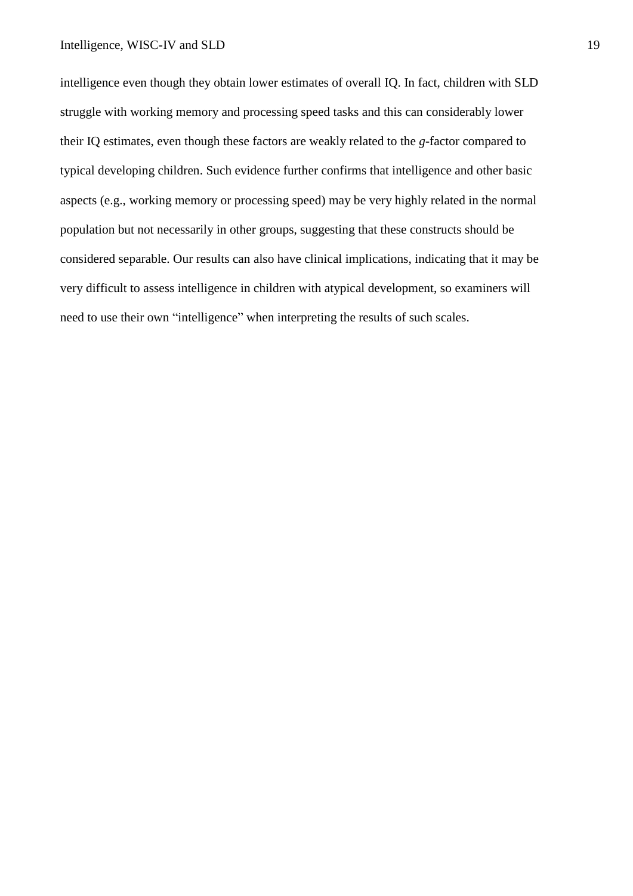intelligence even though they obtain lower estimates of overall IQ. In fact, children with SLD struggle with working memory and processing speed tasks and this can considerably lower their IQ estimates, even though these factors are weakly related to the *g*-factor compared to typical developing children. Such evidence further confirms that intelligence and other basic aspects (e.g., working memory or processing speed) may be very highly related in the normal population but not necessarily in other groups, suggesting that these constructs should be considered separable. Our results can also have clinical implications, indicating that it may be very difficult to assess intelligence in children with atypical development, so examiners will need to use their own "intelligence" when interpreting the results of such scales.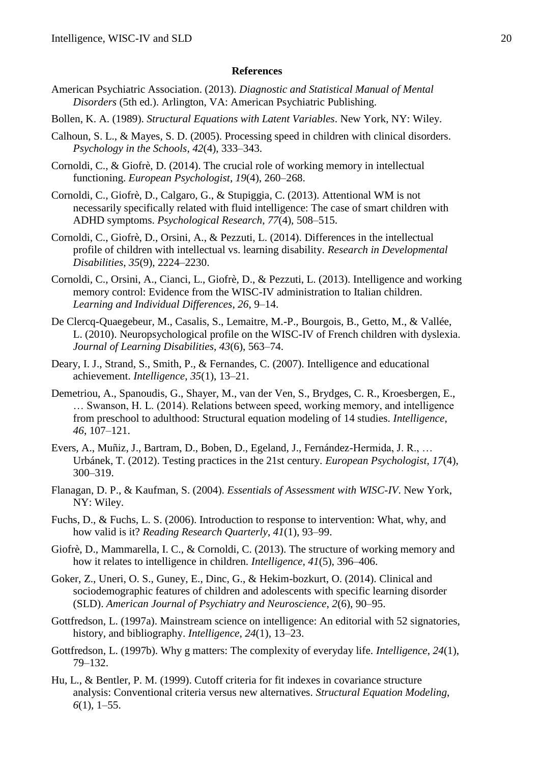## References

American Psychiatric Association. (2013). *Diagnostic and Statistical Manual of Mental Disorders* (5th ed.). Arlington, VA: American Psychiatric Publishing.

Bollen, K. A. (1989). *Structural Equations with Latent Variables*. New York, NY: Wiley.

Calhoun, S. L., & Mayes, S. D. (2005). Processing speed in children with clinical disorders. *Psychology in the Schools*, *42*(4), 333–343.

Cornoldi, C., & Giofrè, D. (2014). The crucial role of working memory in intellectual functioning. *European Psychologist*, *19*(4), 260–268.

Cornoldi, C., Giofrè, D., Calgaro, G., & Stupiggia, C. (2013). Attentional WM is not necessarily specifically related with fluid intelligence: The case of smart children with ADHD symptoms. *Psychological Research*, *77*(4), 508–515.

Cornoldi, C., Giofrè, D., Orsini, A., & Pezzuti, L. (2014). Differences in the intellectual profile of children with intellectual vs. learning disability. *Research in Developmental Disabilities*, *35*(9), 2224–2230.

Cornoldi, C., Orsini, A., Cianci, L., Giofrè, D., & Pezzuti, L. (2013). Intelligence and working memory control: Evidence from the WISC-IV administration to Italian children. *Learning and Individual Differences*, *26*, 9–14.

De Clercq-Quaegebeur, M., Casalis, S., Lemaitre, M.-P., Bourgois, B., Getto, M., & Vallée, L. (2010). Neuropsychological profile on the WISC-IV of French children with dyslexia. *Journal of Learning Disabilities*, *43*(6), 563–74.

Deary, I. J., Strand, S., Smith, P., & Fernandes, C. (2007). Intelligence and educational achievement. *Intelligence*, *35*(1), 13–21.

Demetriou, A., Spanoudis, G., Shayer, M., van der Ven, S., Brydges, C. R., Kroesbergen, E., … Swanson, H. L. (2014). Relations between speed, working memory, and intelligence from preschool to adulthood: Structural equation modeling of 14 studies. *Intelligence*, *46*, 107–121.

Evers, A., Muñiz, J., Bartram, D., Boben, D., Egeland, J., Fernández-Hermida, J. R., … Urbánek, T. (2012). Testing practices in the 21st century. *European Psychologist*, *17*(4), 300–319.

Flanagan, D. P., & Kaufman, S. (2004). *Essentials of Assessment with WISC-IV*. New York, NY: Wiley.

Fuchs, D., & Fuchs, L. S. (2006). Introduction to response to intervention: What, why, and how valid is it? *Reading Research Quarterly*, *41*(1), 93–99.

Giofrè, D., Mammarella, I. C., & Cornoldi, C. (2013). The structure of working memory and how it relates to intelligence in children. *Intelligence*, *41*(5), 396–406.

Goker, Z., Uneri, O. S., Guney, E., Dinc, G., & Hekim-bozkurt, O. (2014). Clinical and sociodemographic features of children and adolescents with specific learning disorder (SLD). *American Journal of Psychiatry and Neuroscience*, *2*(6), 90–95.

Gottfredson, L. (1997a). Mainstream science on intelligence: An editorial with 52 signatories, history, and bibliography. *Intelligence*, *24*(1), 13–23.

Gottfredson, L. (1997b). Why g matters: The complexity of everyday life. *Intelligence*, *24*(1), 79–132.

Hu, L., & Bentler, P. M. (1999). Cutoff criteria for fit indexes in covariance structure analysis: Conventional criteria versus new alternatives. *Structural Equation Modeling*, *6*(1), 1–55.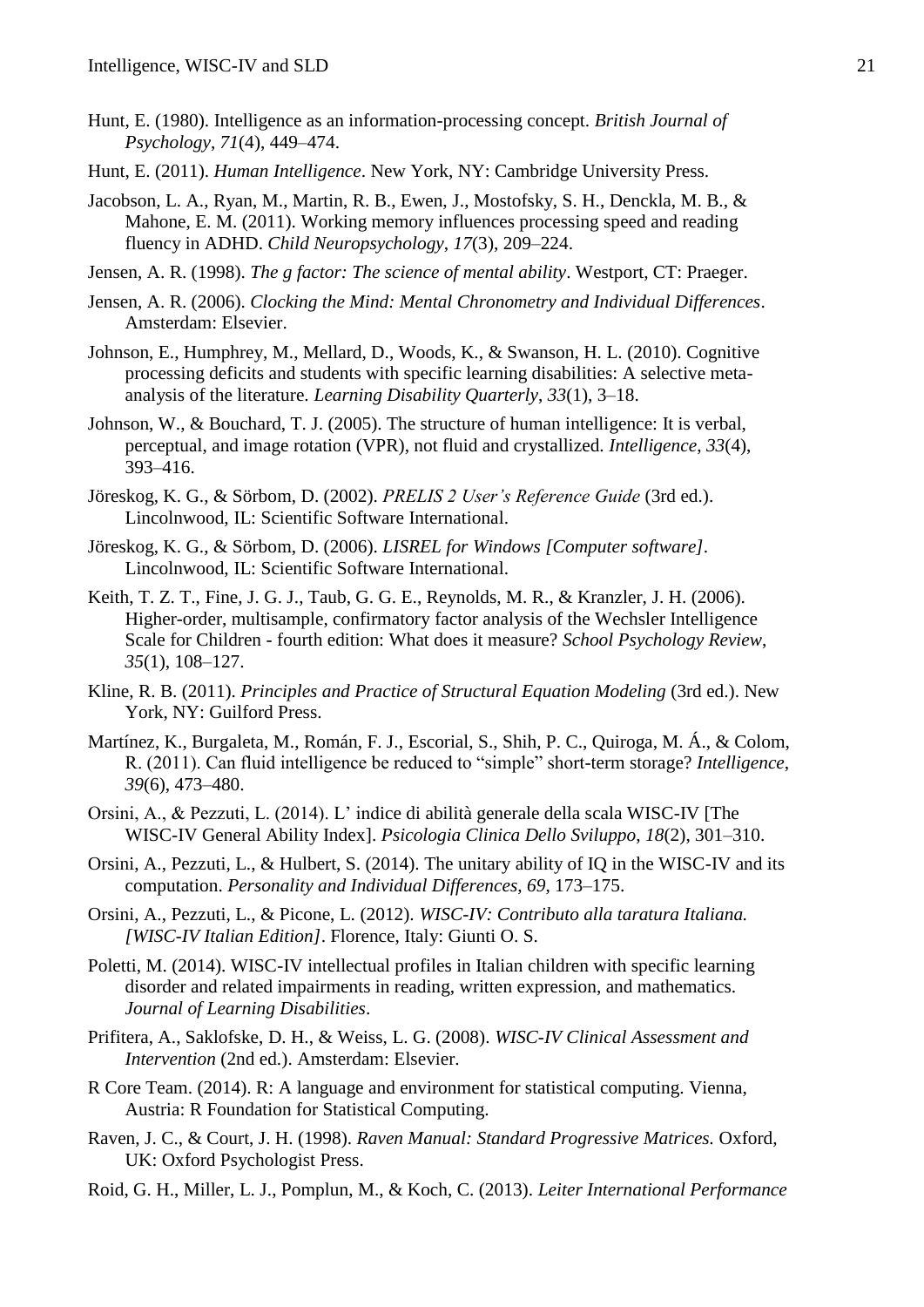Hunt, E. (1980). Intelligence as an information-processing concept. *British Journal of Psychology*, *71*(4), 449–474.

Hunt, E. (2011). *Human Intelligence*. New York, NY: Cambridge University Press.

Jacobson, L. A., Ryan, M., Martin, R. B., Ewen, J., Mostofsky, S. H., Denckla, M. B., & Mahone, E. M. (2011). Working memory influences processing speed and reading fluency in ADHD. *Child Neuropsychology*, *17*(3), 209–224.

Jensen, A. R. (1998). *The g factor: The science of mental ability*. Westport, CT: Praeger.

Jensen, A. R. (2006). *Clocking the Mind: Mental Chronometry and Individual Differences*. Amsterdam: Elsevier.

Johnson, E., Humphrey, M., Mellard, D., Woods, K., & Swanson, H. L. (2010). Cognitive processing deficits and students with specific learning disabilities: A selective meta-analysis of the literature. *Learning Disability Quarterly*, *33*(1), 3–18.

Johnson, W., & Bouchard, T. J. (2005). The structure of human intelligence: It is verbal, perceptual, and image rotation (VPR), not fluid and crystallized. *Intelligence*, *33*(4), 393–416.

Jöreskog, K. G., & Sörbom, D. (2002). *PRELIS 2 User's Reference Guide* (3rd ed.). Lincolnwood, IL: Scientific Software International.

Jöreskog, K. G., & Sörbom, D. (2006). *LISREL for Windows [Computer software]*. Lincolnwood, IL: Scientific Software International.

Keith, T. Z. T., Fine, J. G. J., Taub, G. G. E., Reynolds, M. R., & Kranzler, J. H. (2006). Higher-order, multisample, confirmatory factor analysis of the Wechsler Intelligence Scale for Children - fourth edition: What does it measure? *School Psychology Review*, *35*(1), 108–127.

Kline, R. B. (2011). *Principles and Practice of Structural Equation Modeling* (3rd ed.). New York, NY: Guilford Press.

Martínez, K., Burgaleta, M., Román, F. J., Escorial, S., Shih, P. C., Quiroga, M. Á., & Colom, R. (2011). Can fluid intelligence be reduced to "simple" short-term storage? *Intelligence*, *39*(6), 473–480.

Orsini, A., & Pezzuti, L. (2014). L' indice di abilità generale della scala WISC-IV [The WISC-IV General Ability Index]. *Psicologia Clinica Dello Sviluppo*, *18*(2), 301–310.

Orsini, A., Pezzuti, L., & Hulbert, S. (2014). The unitary ability of IQ in the WISC-IV and its computation. *Personality and Individual Differences*, *69*, 173–175.

Orsini, A., Pezzuti, L., & Picone, L. (2012). *WISC-IV: Contributo alla taratura Italiana. [WISC-IV Italian Edition]*. Florence, Italy: Giunti O. S.

Poletti, M. (2014). WISC-IV intellectual profiles in Italian children with specific learning disorder and related impairments in reading, written expression, and mathematics. *Journal of Learning Disabilities*.

Prifitera, A., Saklofske, D. H., & Weiss, L. G. (2008). *WISC-IV Clinical Assessment and Intervention* (2nd ed.). Amsterdam: Elsevier.

R Core Team. (2014). R: A language and environment for statistical computing. Vienna, Austria: R Foundation for Statistical Computing.

Raven, J. C., & Court, J. H. (1998). *Raven Manual: Standard Progressive Matrices.* Oxford, UK: Oxford Psychologist Press.

Roid, G. H., Miller, L. J., Pomplun, M., & Koch, C. (2013). *Leiter International Performance*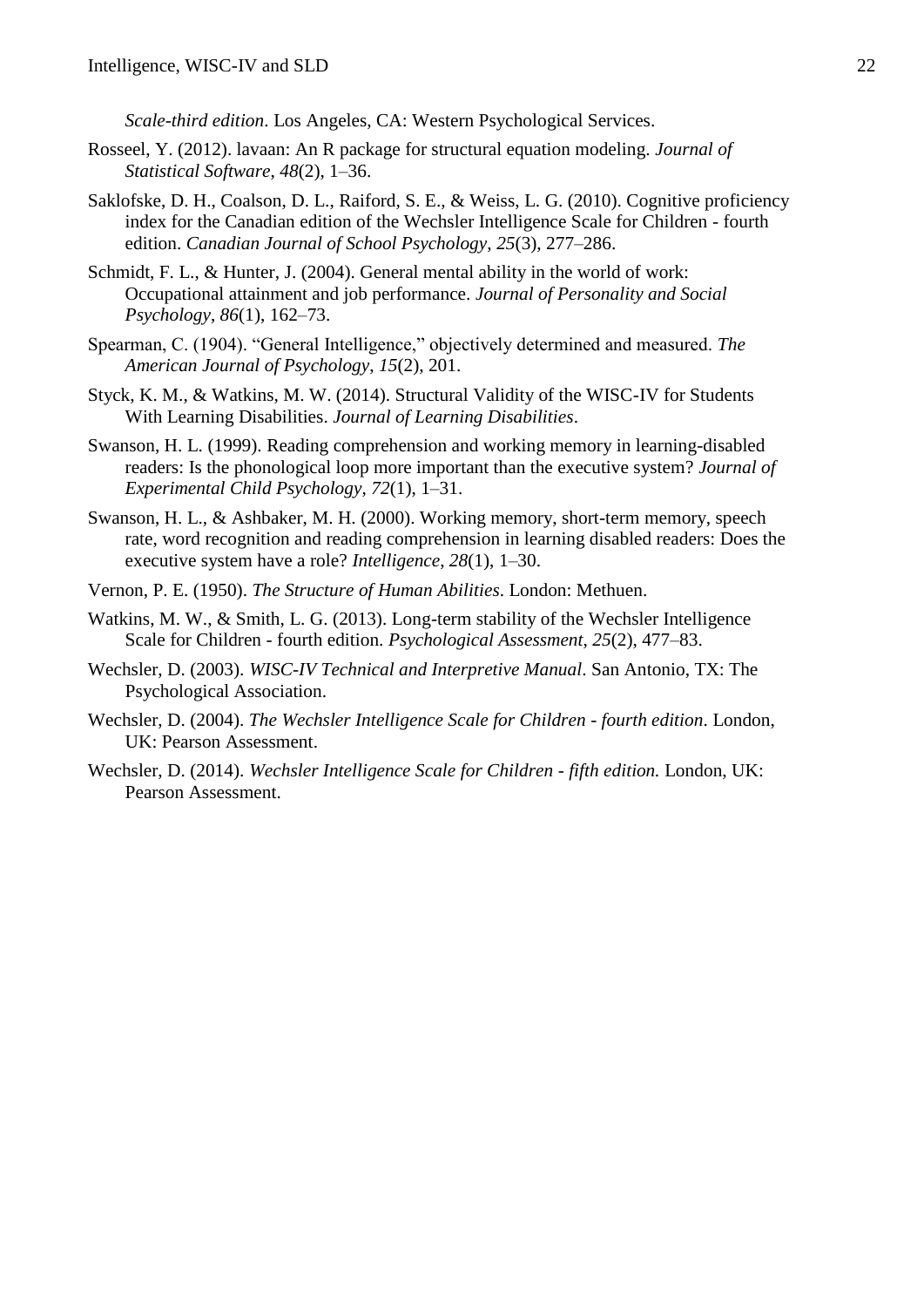*Scale-third edition*. Los Angeles, CA: Western Psychological Services.

Rosseel, Y. (2012). lavaan: An R package for structural equation modeling. *Journal of Statistical Software*, *48*(2), 1–36.

Saklofske, D. H., Coalson, D. L., Raiford, S. E., & Weiss, L. G. (2010). Cognitive proficiency index for the Canadian edition of the Wechsler Intelligence Scale for Children - fourth edition. *Canadian Journal of School Psychology*, *25*(3), 277–286.

Schmidt, F. L., & Hunter, J. (2004). General mental ability in the world of work: Occupational attainment and job performance. *Journal of Personality and Social Psychology*, *86*(1), 162–73.

Spearman, C. (1904). "General Intelligence," objectively determined and measured. *The American Journal of Psychology*, *15*(2), 201.

Styck, K. M., & Watkins, M. W. (2014). Structural Validity of the WISC-IV for Students With Learning Disabilities. *Journal of Learning Disabilities*.

Swanson, H. L. (1999). Reading comprehension and working memory in learning-disabled readers: Is the phonological loop more important than the executive system? *Journal of Experimental Child Psychology*, *72*(1), 1–31.

Swanson, H. L., & Ashbaker, M. H. (2000). Working memory, short-term memory, speech rate, word recognition and reading comprehension in learning disabled readers: Does the executive system have a role? *Intelligence*, *28*(1), 1–30.

Vernon, P. E. (1950). *The Structure of Human Abilities*. London: Methuen.

Watkins, M. W., & Smith, L. G. (2013). Long-term stability of the Wechsler Intelligence Scale for Children - fourth edition. *Psychological Assessment*, *25*(2), 477–83.

Wechsler, D. (2003). *WISC-IV Technical and Interpretive Manual*. San Antonio, TX: The Psychological Association.

Wechsler, D. (2004). *The Wechsler Intelligence Scale for Children - fourth edition*. London, UK: Pearson Assessment.

Wechsler, D. (2014). *Wechsler Intelligence Scale for Children - fifth edition.* London, UK: Pearson Assessment.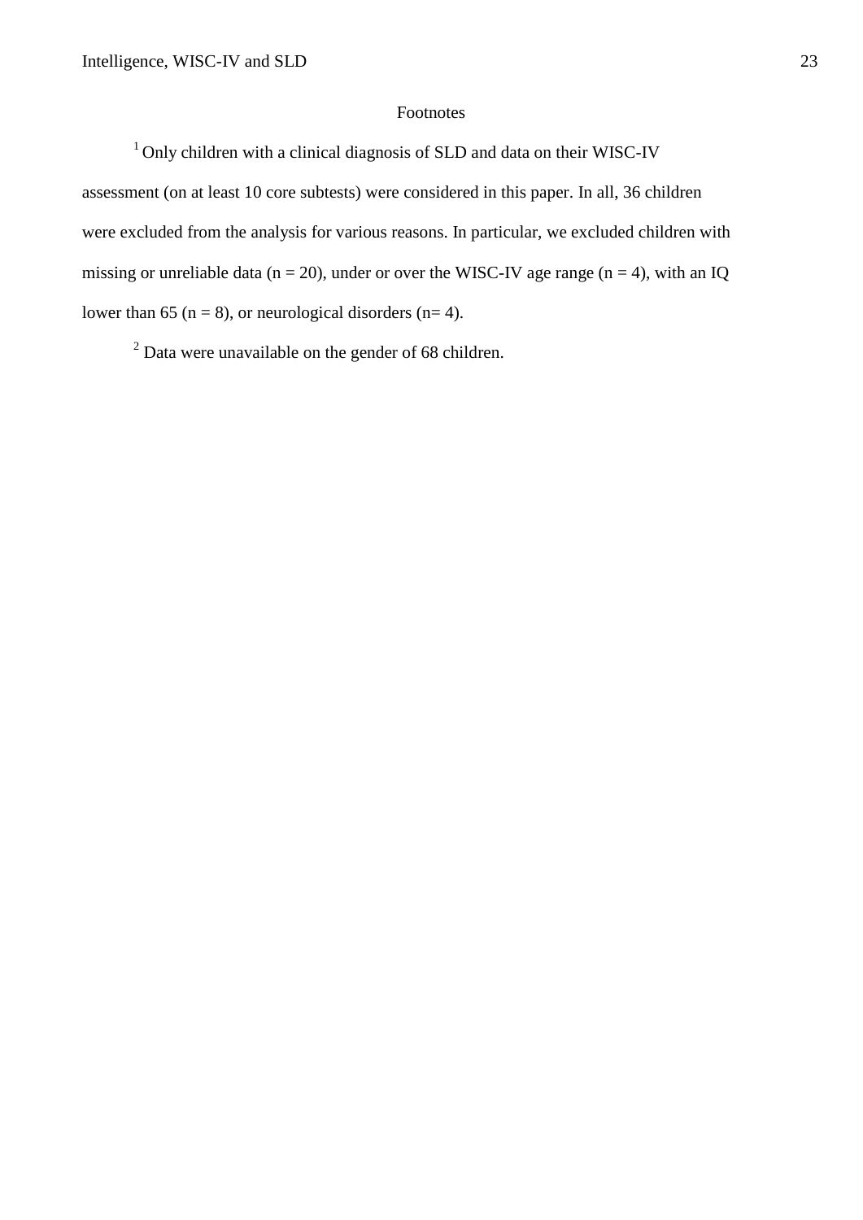## Footnotes

[1] Only children with a clinical diagnosis of SLD and data on their WISC-IV assessment (on at least 10 core subtests) were considered in this paper. In all, 36 children were excluded from the analysis for various reasons. In particular, we excluded children with missing or unreliable data (n = 20), under or over the WISC-IV age range (n = 4), with an IQ lower than 65 (n = 8), or neurological disorders (n= 4).

[2] Data were unavailable on the gender of 68 children.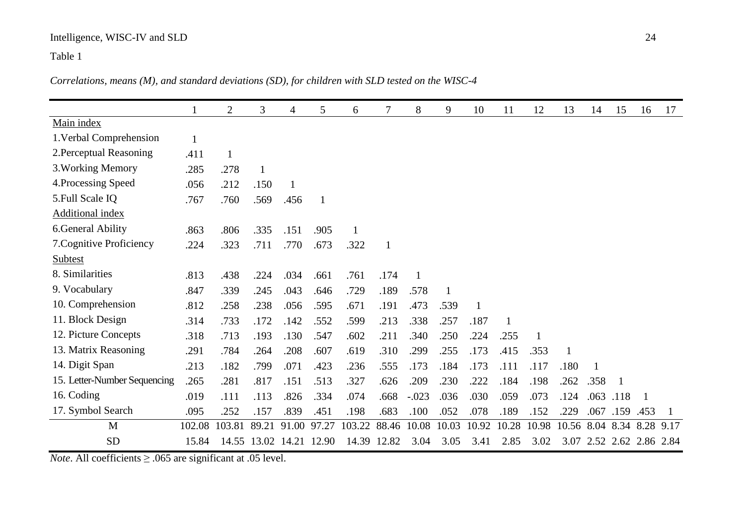Table 1

*Correlations, means (M), and standard deviations (SD), for children with SLD tested on the WISC-4*

| | 1 | 2 | 3 | 4 | 5 | 6 | 7 | 8 | 9 | 10 | 11 | 12 | 13 | 14 | 15 | 16 | 17 |
|---|---|---|---|---|---|---|---|---|---|---|---|---|---|---|---|---|---|
| Main index | | | | | | | | | | | | | | | | | |
| 1.Verbal Comprehension | 1 | | | | | | | | | | | | | | | | |
| 2.Perceptual Reasoning | .411 | 1 | | | | | | | | | | | | | | | |
| 3.Working Memory | .285 | .278 | 1 | | | | | | | | | | | | | | |
| 4.Processing Speed | .056 | .212 | .150 | 1 | | | | | | | | | | | | | |
| 5.Full Scale IQ | .767 | .760 | .569 | .456 | 1 | | | | | | | | | | | | |
| Additional index | | | | | | | | | | | | | | | | | |
| 6.General Ability | .863 | .806 | .335 | .151 | .905 | 1 | | | | | | | | | | | |
| 7.Cognitive Proficiency | .224 | .323 | .711 | .770 | .673 | .322 | 1 | | | | | | | | | | |
| Subtest | | | | | | | | | | | | | | | | | |
| 8. Similarities | .813 | .438 | .224 | .034 | .661 | .761 | .174 | 1 | | | | | | | | | |
| 9. Vocabulary | .847 | .339 | .245 | .043 | .646 | .729 | .189 | .578 | 1 | | | | | | | | |
| 10. Comprehension | .812 | .258 | .238 | .056 | .595 | .671 | .191 | .473 | .539 | 1 | | | | | | | |
| 11. Block Design | .314 | .733 | .172 | .142 | .552 | .599 | .213 | .338 | .257 | .187 | 1 | | | | | | |
| 12. Picture Concepts | .318 | .713 | .193 | .130 | .547 | .602 | .211 | .340 | .250 | .224 | .255 | 1 | | | | | |
| 13. Matrix Reasoning | .291 | .784 | .264 | .208 | .607 | .619 | .310 | .299 | .255 | .173 | .415 | .353 | 1 | | | | |
| 14. Digit Span | .213 | .182 | .799 | .071 | .423 | .236 | .555 | .173 | .184 | .173 | .111 | .117 | .180 | 1 | | | |
| 15. Letter-Number Sequencing | .265 | .281 | .817 | .151 | .513 | .327 | .626 | .209 | .230 | .222 | .184 | .198 | .262 | .358 | 1 | | |
| 16. Coding | .019 | .111 | .113 | .826 | .334 | .074 | .668 | -.023 | .036 | .030 | .059 | .073 | .124 | .063 | .118 | 1 | |
| 17. Symbol Search | .095 | .252 | .157 | .839 | .451 | .198 | .683 | .100 | .052 | .078 | .189 | .152 | .229 | .067 | .159 | .453 | 1 |
| M | 102.08 | 103.81 | 89.21 | 91.00 | 97.27 | 103.22 | 88.46 | 10.08 | 10.03 | 10.92 | 10.28 | 10.98 | 10.56 | 8.04 | 8.34 | 8.28 | 9.17 |
| SD | 15.84 | 14.55 | 13.02 | 14.21 | 12.90 | 14.39 | 12.82 | 3.04 | 3.05 | 3.41 | 2.85 | 3.02 | 3.07 | 2.52 | 2.62 | 2.86 | 2.84 |

*Note*. All coefficients ≥ .065 are significant at .05 level.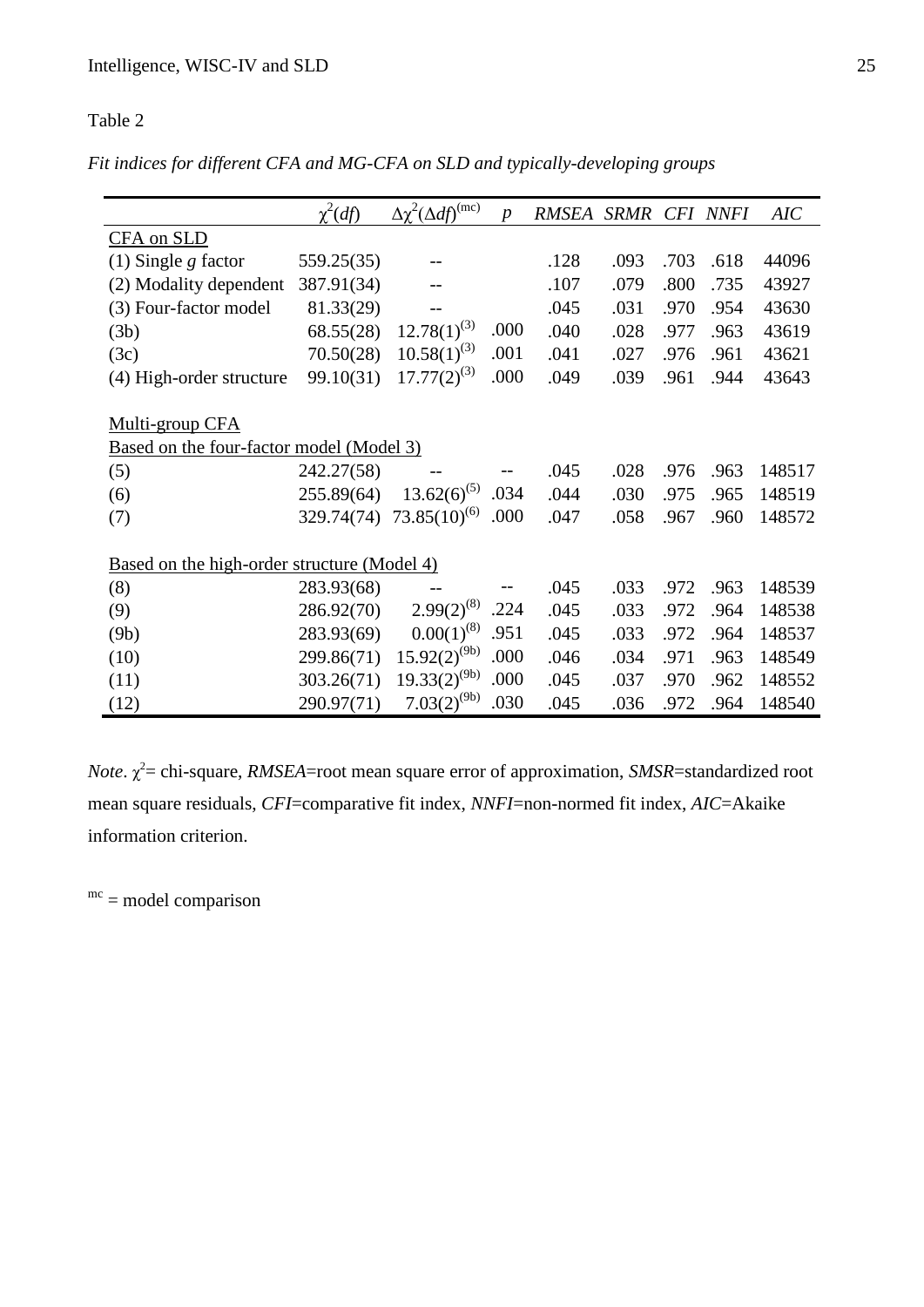Table 2

*Fit indices for different CFA and MG-CFA on SLD and typically-developing groups*

| | $\chi^2(df)$ | $\Delta\chi^2(\Delta df)^{(mc)}$ | *p* | *RMSEA* | *SRMR* | *CFI* | *NNFI* | *AIC* |
|---|---|---|---|---|---|---|---|---|
| CFA on SLD | | | | | | | | |
| (1) Single *g* factor | 559.25(35) | -- | | .128 | .093 | .703 | .618 | 44096 |
| (2) Modality dependent | 387.91(34) | -- | | .107 | .079 | .800 | .735 | 43927 |
| (3) Four-factor model | 81.33(29) | -- | | .045 | .031 | .970 | .954 | 43630 |
| (3b) | 68.55(28) | $12.78(1)^{(3)}$ | .000 | .040 | .028 | .977 | .963 | 43619 |
| (3c) | 70.50(28) | $10.58(1)^{(3)}$ | .001 | .041 | .027 | .976 | .961 | 43621 |
| (4) High-order structure | 99.10(31) | $17.77(2)^{(3)}$ | .000 | .049 | .039 | .961 | .944 | 43643 |
| | | | | | | | | |
| Multi-group CFA | | | | | | | | |
| Based on the four-factor model (Model 3) | | | | | | | | |
| (5) | 242.27(58) | -- | -- | .045 | .028 | .976 | .963 | 148517 |
| (6) | 255.89(64) | $13.62(6)^{(5)}$ | .034 | .044 | .030 | .975 | .965 | 148519 |
| (7) | 329.74(74) | $73.85(10)^{(6)}$ | .000 | .047 | .058 | .967 | .960 | 148572 |
| | | | | | | | | |
| Based on the high-order structure (Model 4) | | | | | | | | |
| (8) | 283.93(68) | -- | -- | .045 | .033 | .972 | .963 | 148539 |
| (9) | 286.92(70) | $2.99(2)^{(8)}$ | .224 | .045 | .033 | .972 | .964 | 148538 |
| (9b) | 283.93(69) | $0.00(1)^{(8)}$ | .951 | .045 | .033 | .972 | .964 | 148537 |
| (10) | 299.86(71) | $15.92(2)^{(9b)}$ | .000 | .046 | .034 | .971 | .963 | 148549 |
| (11) | 303.26(71) | $19.33(2)^{(9b)}$ | .000 | .045 | .037 | .970 | .962 | 148552 |
| (12) | 290.97(71) | $7.03(2)^{(9b)}$ | .030 | .045 | .036 | .972 | .964 | 148540 |

*Note*. $\chi^2$= chi-square, *RMSEA*=root mean square error of approximation, *SMSR*=standardized root mean square residuals, *CFI*=comparative fit index, *NNFI*=non-normed fit index, *AIC*=Akaike information criterion.

$^{mc}$ = model comparison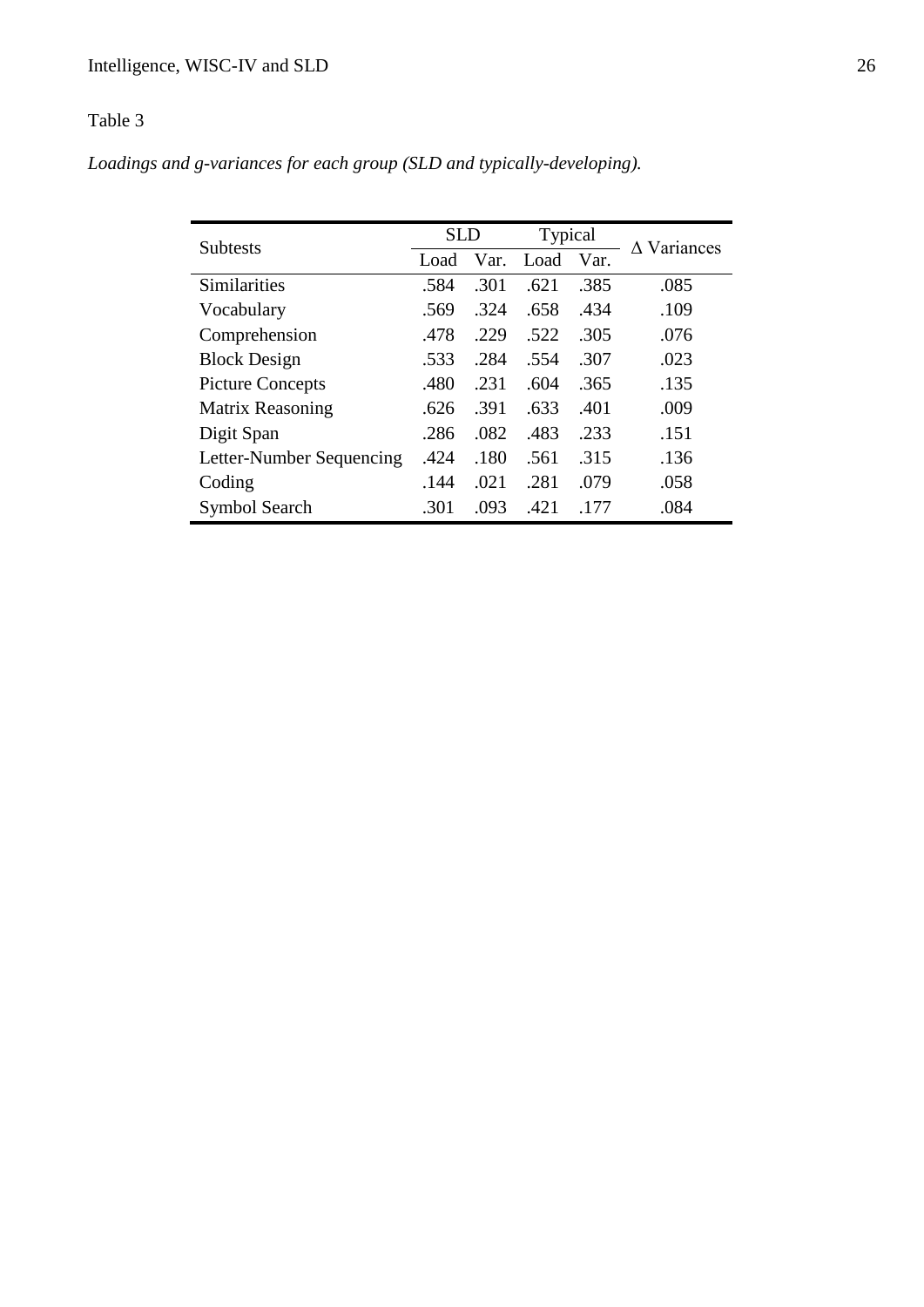Table 3

*Loadings and g-variances for each group (SLD and typically-developing).*

| Subtests | SLD | | Typical | | Δ Variances |
|---|---|---|---|---|---|
| | Load | Var. | Load | Var. | |
| Similarities | .584 | .301 | .621 | .385 | .085 |
| Vocabulary | .569 | .324 | .658 | .434 | .109 |
| Comprehension | .478 | .229 | .522 | .305 | .076 |
| Block Design | .533 | .284 | .554 | .307 | .023 |
| Picture Concepts | .480 | .231 | .604 | .365 | .135 |
| Matrix Reasoning | .626 | .391 | .633 | .401 | .009 |
| Digit Span | .286 | .082 | .483 | .233 | .151 |
| Letter-Number Sequencing | .424 | .180 | .561 | .315 | .136 |
| Coding | .144 | .021 | .281 | .079 | .058 |
| Symbol Search | .301 | .093 | .421 | .177 | .084 |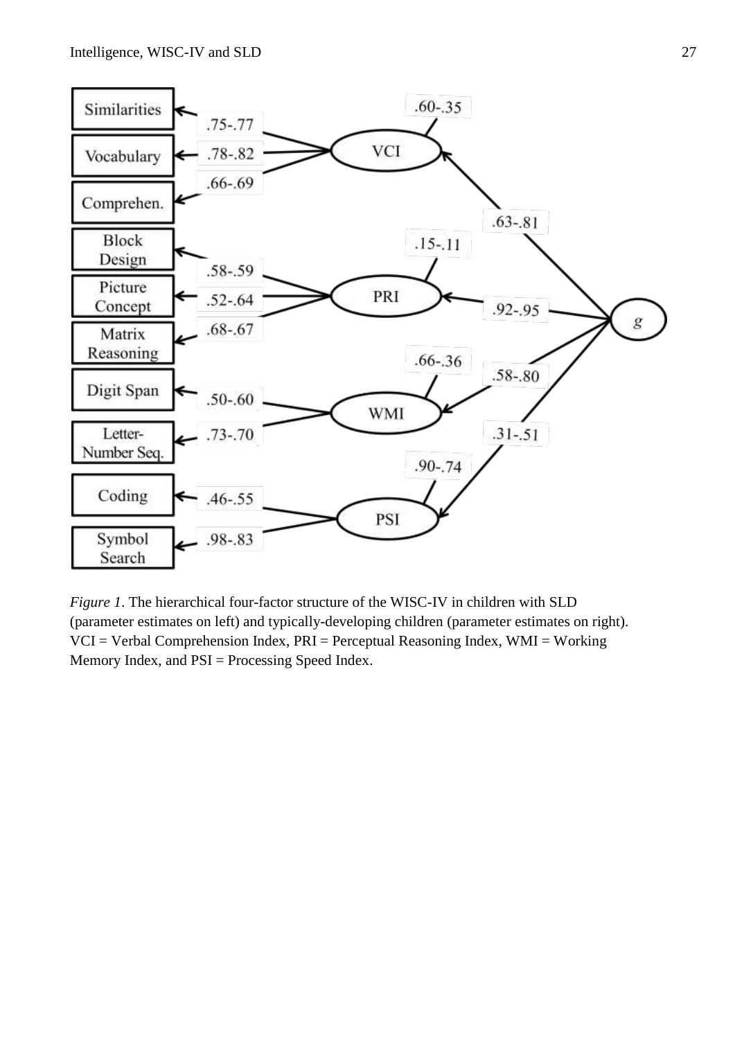Similarities

Vocabulary

Comprehen.

Block Design

Picture Concept

Matrix Reasoning

Digit Span

Letter-Number Seq.

Coding

Symbol Search

.75-.77

.78-.82

.66-.69

.58-.59

.52-.64

.68-.67

.50-.60

.73-.70

.46-.55

.98-.83

VCI

PRI

WMI

PSI

.60-.35

.15-.11

.66-.36

.90-.74

.63-.81

.92-.95

.58-.80

.31-.51

*g*

*Figure 1*. The hierarchical four-factor structure of the WISC-IV in children with SLD (parameter estimates on left) and typically-developing children (parameter estimates on right). VCI = Verbal Comprehension Index, PRI = Perceptual Reasoning Index, WMI = Working Memory Index, and PSI = Processing Speed Index.